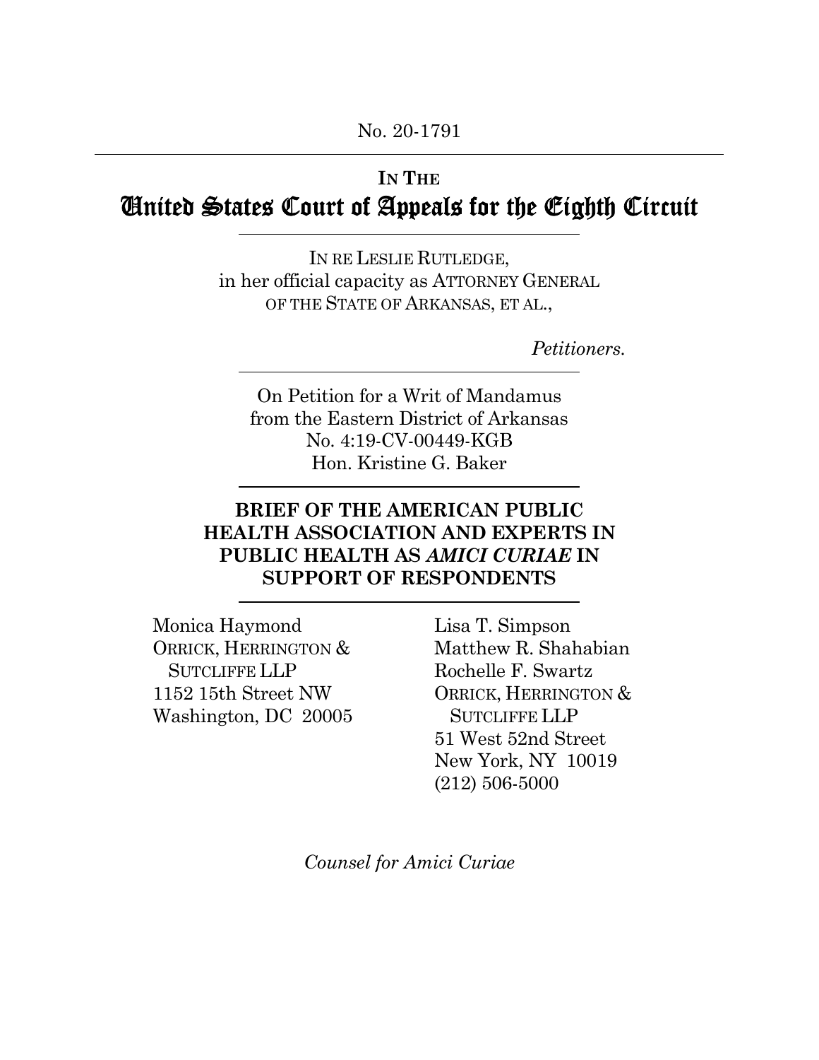No. 20-1791

**IN THE**

# United States Court of Appeals for the Eighth Circuit

IN RE LESLIE RUTLEDGE,
in her official capacity as ATTORNEY GENERAL
OF THE STATE OF ARKANSAS, ET AL.,

*Petitioners.*

On Petition for a Writ of Mandamus
from the Eastern District of Arkansas
No. 4:19-CV-00449-KGB
Hon. Kristine G. Baker

## BRIEF OF THE AMERICAN PUBLIC HEALTH ASSOCIATION AND EXPERTS IN PUBLIC HEALTH AS *AMICI CURIAE* IN SUPPORT OF RESPONDENTS

Monica Haymond
ORRICK, HERRINGTON & SUTCLIFFE LLP
1152 15th Street NW
Washington, DC 20005

Lisa T. Simpson
Matthew R. Shahabian
Rochelle F. Swartz
ORRICK, HERRINGTON & SUTCLIFFE LLP
51 West 52nd Street
New York, NY 10019
(212) 506-5000

*Counsel for Amici Curiae*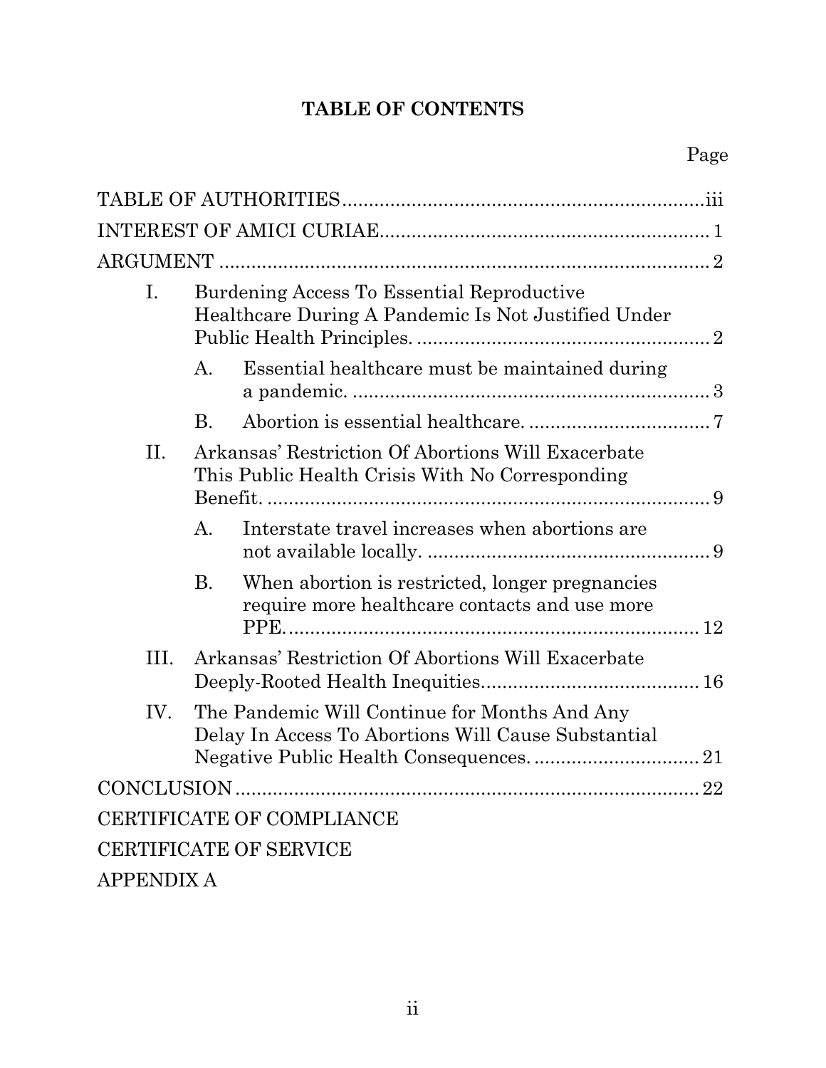# TABLE OF CONTENTS

| | Page |
|---|---|
| TABLE OF AUTHORITIES | iii |
| INTEREST OF AMICI CURIAE | 1 |
| ARGUMENT | 2 |
| I. Burdening Access To Essential Reproductive Healthcare During A Pandemic Is Not Justified Under Public Health Principles. | 2 |
| A. Essential healthcare must be maintained during a pandemic. | 3 |
| B. Abortion is essential healthcare. | 7 |
| II. Arkansas' Restriction Of Abortions Will Exacerbate This Public Health Crisis With No Corresponding Benefit. | 9 |
| A. Interstate travel increases when abortions are not available locally. | 9 |
| B. When abortion is restricted, longer pregnancies require more healthcare contacts and use more PPE. | 12 |
| III. Arkansas' Restriction Of Abortions Will Exacerbate Deeply-Rooted Health Inequities. | 16 |
| IV. The Pandemic Will Continue for Months And Any Delay In Access To Abortions Will Cause Substantial Negative Public Health Consequences. | 21 |
| CONCLUSION | 22 |
| CERTIFICATE OF COMPLIANCE | |
| CERTIFICATE OF SERVICE | |
| APPENDIX A | |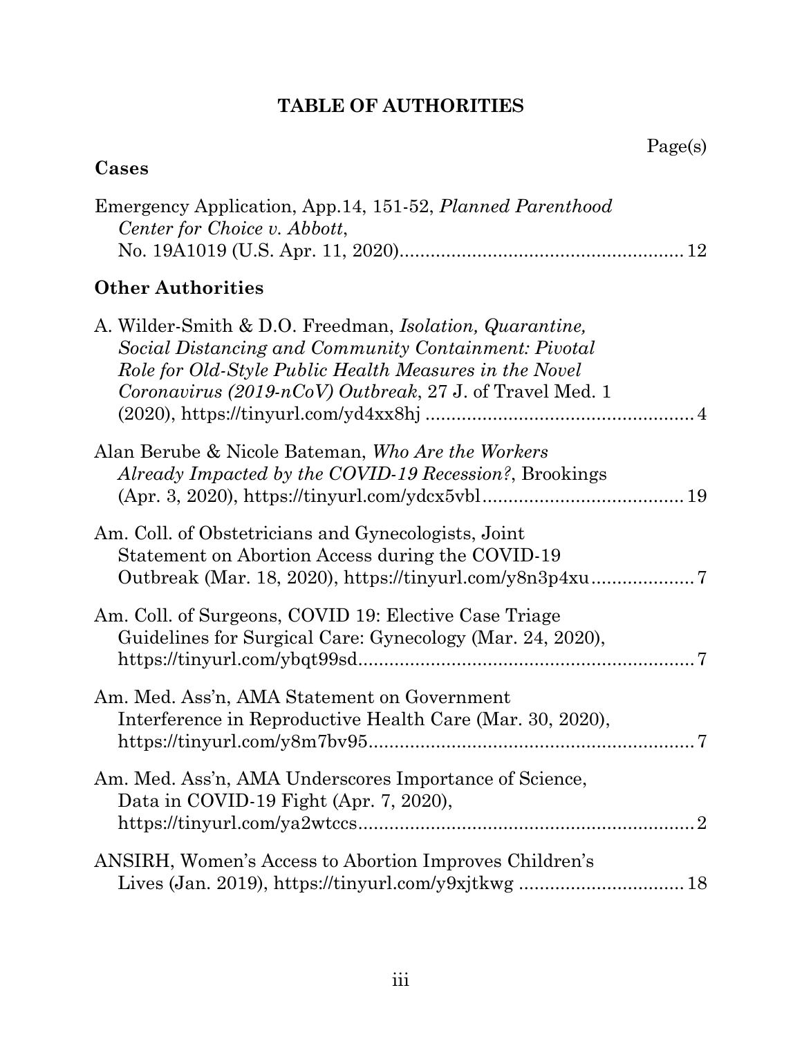# TABLE OF AUTHORITIES

Page(s)

## Cases

Emergency Application, App.14, 151-52, *Planned Parenthood Center for Choice v. Abbott*, No. 19A1019 (U.S. Apr. 11, 2020) .......... 12

## Other Authorities

A. Wilder-Smith & D.O. Freedman, *Isolation, Quarantine, Social Distancing and Community Containment: Pivotal Role for Old-Style Public Health Measures in the Novel Coronavirus (2019-nCoV) Outbreak*, 27 J. of Travel Med. 1 (2020), https://tinyurl.com/yd4xx8hj .......... 4

Alan Berube & Nicole Bateman, *Who Are the Workers Already Impacted by the COVID-19 Recession?*, Brookings (Apr. 3, 2020), https://tinyurl.com/ydcx5vbl .......... 19

Am. Coll. of Obstetricians and Gynecologists, Joint Statement on Abortion Access during the COVID-19 Outbreak (Mar. 18, 2020), https://tinyurl.com/y8n3p4xu .......... 7

Am. Coll. of Surgeons, COVID 19: Elective Case Triage Guidelines for Surgical Care: Gynecology (Mar. 24, 2020), https://tinyurl.com/ybqt99sd .......... 7

Am. Med. Ass'n, AMA Statement on Government Interference in Reproductive Health Care (Mar. 30, 2020), https://tinyurl.com/y8m7bv95 .......... 7

Am. Med. Ass'n, AMA Underscores Importance of Science, Data in COVID-19 Fight (Apr. 7, 2020), https://tinyurl.com/ya2wtccs .......... 2

ANSIRH, Women's Access to Abortion Improves Children's Lives (Jan. 2019), https://tinyurl.com/y9xjtkwg .......... 18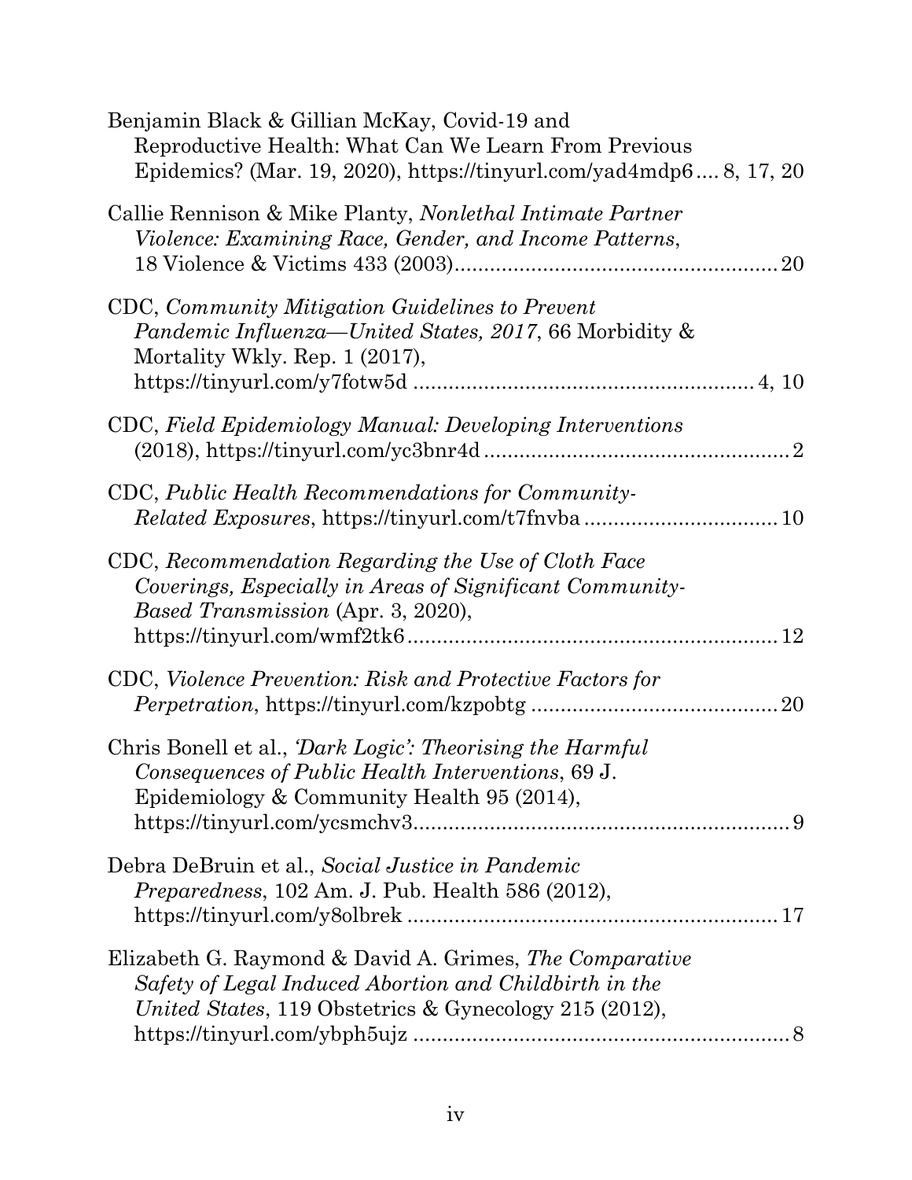Benjamin Black & Gillian McKay, Covid-19 and Reproductive Health: What Can We Learn From Previous Epidemics? (Mar. 19, 2020), https://tinyurl.com/yad4mdp6 .... 8, 17, 20

Callie Rennison & Mike Planty, *Nonlethal Intimate Partner Violence: Examining Race, Gender, and Income Patterns*, 18 Violence & Victims 433 (2003) .......... 20

CDC, *Community Mitigation Guidelines to Prevent Pandemic Influenza—United States, 2017*, 66 Morbidity & Mortality Wkly. Rep. 1 (2017), https://tinyurl.com/y7fotw5d .......... 4, 10

CDC, *Field Epidemiology Manual: Developing Interventions* (2018), https://tinyurl.com/yc3bnr4d .......... 2

CDC, *Public Health Recommendations for Community-Related Exposures*, https://tinyurl.com/t7fnvba .......... 10

CDC, *Recommendation Regarding the Use of Cloth Face Coverings, Especially in Areas of Significant Community-Based Transmission* (Apr. 3, 2020), https://tinyurl.com/wmf2tk6 .......... 12

CDC, *Violence Prevention: Risk and Protective Factors for Perpetration*, https://tinyurl.com/kzpobtg .......... 20

Chris Bonell et al., *'Dark Logic': Theorising the Harmful Consequences of Public Health Interventions*, 69 J. Epidemiology & Community Health 95 (2014), https://tinyurl.com/ycsmchv3 .......... 9

Debra DeBruin et al., *Social Justice in Pandemic Preparedness*, 102 Am. J. Pub. Health 586 (2012), https://tinyurl.com/y8olbrek .......... 17

Elizabeth G. Raymond & David A. Grimes, *The Comparative Safety of Legal Induced Abortion and Childbirth in the United States*, 119 Obstetrics & Gynecology 215 (2012), https://tinyurl.com/ybph5ujz .......... 8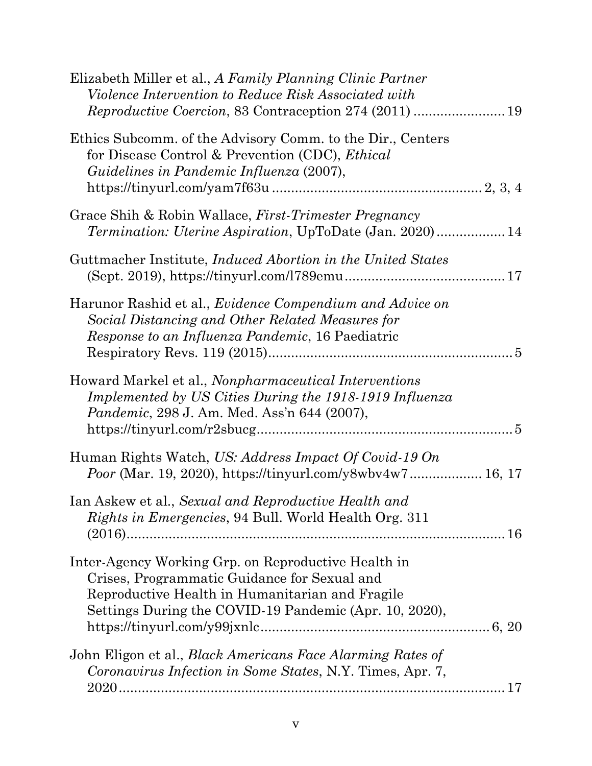Elizabeth Miller et al., *A Family Planning Clinic Partner Violence Intervention to Reduce Risk Associated with Reproductive Coercion*, 83 Contraception 274 (2011) ........................ 19

Ethics Subcomm. of the Advisory Comm. to the Dir., Centers for Disease Control & Prevention (CDC), *Ethical Guidelines in Pandemic Influenza* (2007), https://tinyurl.com/yam7f63u ...................................................... 2, 3, 4

Grace Shih & Robin Wallace, *First-Trimester Pregnancy Termination: Uterine Aspiration*, UpToDate (Jan. 2020) .................. 14

Guttmacher Institute, *Induced Abortion in the United States* (Sept. 2019), https://tinyurl.com/l789emu.......................................... 17

Harunor Rashid et al., *Evidence Compendium and Advice on Social Distancing and Other Related Measures for Response to an Influenza Pandemic*, 16 Paediatric Respiratory Revs. 119 (2015)................................................................ 5

Howard Markel et al., *Nonpharmaceutical Interventions Implemented by US Cities During the 1918-1919 Influenza Pandemic*, 298 J. Am. Med. Ass'n 644 (2007), https://tinyurl.com/r2sbucg.................................................................. 5

Human Rights Watch, *US: Address Impact Of Covid-19 On Poor* (Mar. 19, 2020), https://tinyurl.com/y8wbv4w7.................. 16, 17

Ian Askew et al., *Sexual and Reproductive Health and Rights in Emergencies*, 94 Bull. World Health Org. 311 (2016)...................................................................................... 16

Inter-Agency Working Grp. on Reproductive Health in Crises, Programmatic Guidance for Sexual and Reproductive Health in Humanitarian and Fragile Settings During the COVID-19 Pandemic (Apr. 10, 2020), https://tinyurl.com/y99jxnlc............................................................ 6, 20

John Eligon et al., *Black Americans Face Alarming Rates of Coronavirus Infection in Some States*, N.Y. Times, Apr. 7, 2020...................................................................................... 17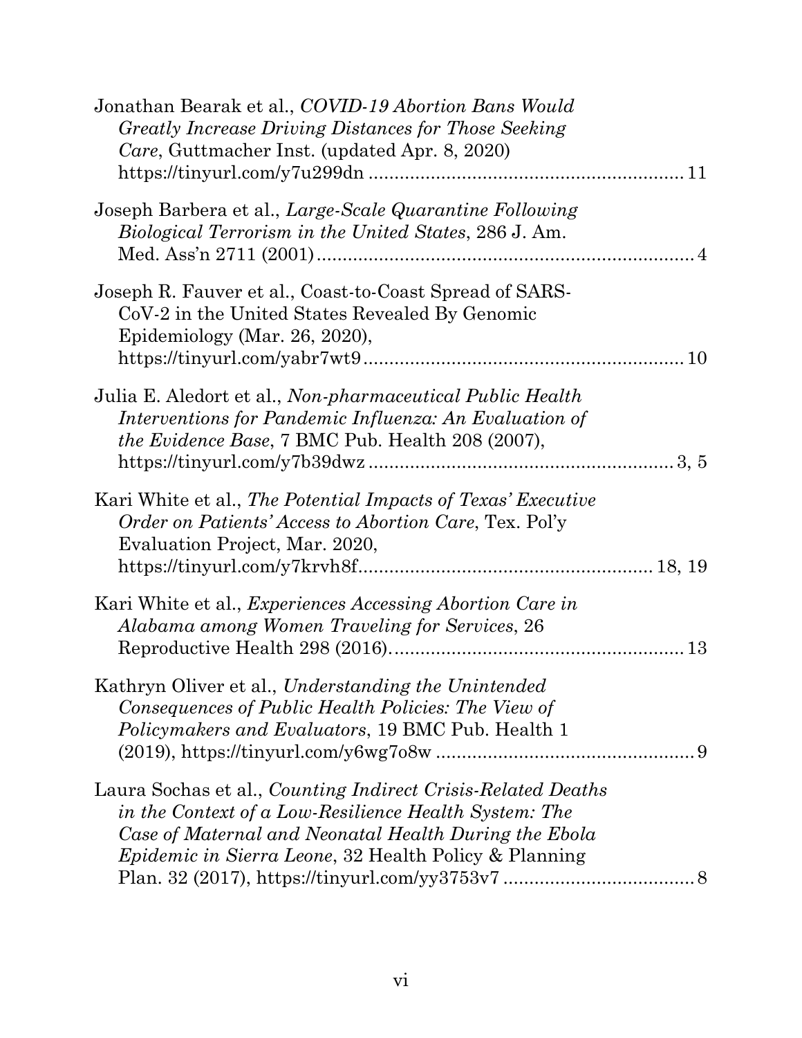Jonathan Bearak et al., *COVID-19 Abortion Bans Would Greatly Increase Driving Distances for Those Seeking Care*, Guttmacher Inst. (updated Apr. 8, 2020) https://tinyurl.com/y7u299dn ............................................................ 11

Joseph Barbera et al., *Large-Scale Quarantine Following Biological Terrorism in the United States*, 286 J. Am. Med. Ass'n 2711 (2001)........................................................................ 4

Joseph R. Fauver et al., Coast-to-Coast Spread of SARS-CoV-2 in the United States Revealed By Genomic Epidemiology (Mar. 26, 2020), https://tinyurl.com/yabr7wt9............................................................. 10

Julia E. Aledort et al., *Non-pharmaceutical Public Health Interventions for Pandemic Influenza: An Evaluation of the Evidence Base*, 7 BMC Pub. Health 208 (2007), https://tinyurl.com/y7b39dwz .......................................................... 3, 5

Kari White et al., *The Potential Impacts of Texas' Executive Order on Patients' Access to Abortion Care*, Tex. Pol'y Evaluation Project, Mar. 2020, https://tinyurl.com/y7krvh8f....................................................... 18, 19

Kari White et al., *Experiences Accessing Abortion Care in Alabama among Women Traveling for Services*, 26 Reproductive Health 298 (2016)......................................................... 13

Kathryn Oliver et al., *Understanding the Unintended Consequences of Public Health Policies: The View of Policymakers and Evaluators*, 19 BMC Pub. Health 1 (2019), https://tinyurl.com/y6wg7o8w .................................................. 9

Laura Sochas et al., *Counting Indirect Crisis-Related Deaths in the Context of a Low-Resilience Health System: The Case of Maternal and Neonatal Health During the Ebola Epidemic in Sierra Leone*, 32 Health Policy & Planning Plan. 32 (2017), https://tinyurl.com/yy3753v7 ..................................... 8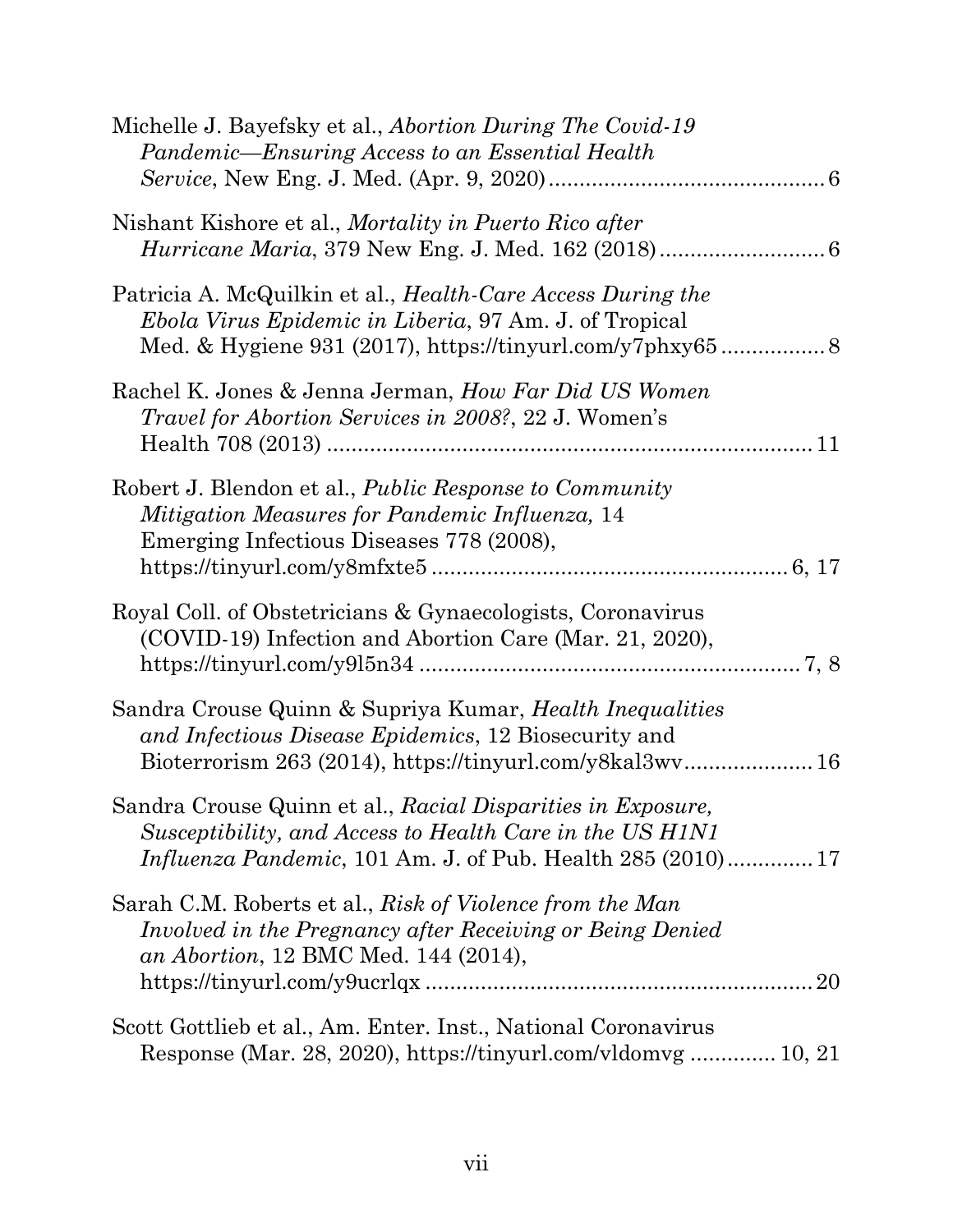Michelle J. Bayefsky et al., *Abortion During The Covid-19 Pandemic—Ensuring Access to an Essential Health Service*, New Eng. J. Med. (Apr. 9, 2020) ............................................ 6

Nishant Kishore et al., *Mortality in Puerto Rico after Hurricane Maria*, 379 New Eng. J. Med. 162 (2018) .......................... 6

Patricia A. McQuilkin et al., *Health-Care Access During the Ebola Virus Epidemic in Liberia*, 97 Am. J. of Tropical Med. & Hygiene 931 (2017), https://tinyurl.com/y7phxy65 ................ 8

Rachel K. Jones & Jenna Jerman, *How Far Did US Women Travel for Abortion Services in 2008?*, 22 J. Women's Health 708 (2013) ............................................................................ 11

Robert J. Blendon et al., *Public Response to Community Mitigation Measures for Pandemic Influenza,* 14 Emerging Infectious Diseases 778 (2008), https://tinyurl.com/y8mfxte5 ........................................................ 6, 17

Royal Coll. of Obstetricians & Gynaecologists, Coronavirus (COVID-19) Infection and Abortion Care (Mar. 21, 2020), https://tinyurl.com/y9l5n34 .............................................................. 7, 8

Sandra Crouse Quinn & Supriya Kumar, *Health Inequalities and Infectious Disease Epidemics*, 12 Biosecurity and Bioterrorism 263 (2014), https://tinyurl.com/y8kal3wv.................... 16

Sandra Crouse Quinn et al., *Racial Disparities in Exposure, Susceptibility, and Access to Health Care in the US H1N1 Influenza Pandemic*, 101 Am. J. of Pub. Health 285 (2010)............. 17

Sarah C.M. Roberts et al., *Risk of Violence from the Man Involved in the Pregnancy after Receiving or Being Denied an Abortion*, 12 BMC Med. 144 (2014), https://tinyurl.com/y9ucrlqx .............................................................. 20

Scott Gottlieb et al., Am. Enter. Inst., National Coronavirus Response (Mar. 28, 2020), https://tinyurl.com/vldomvg ............. 10, 21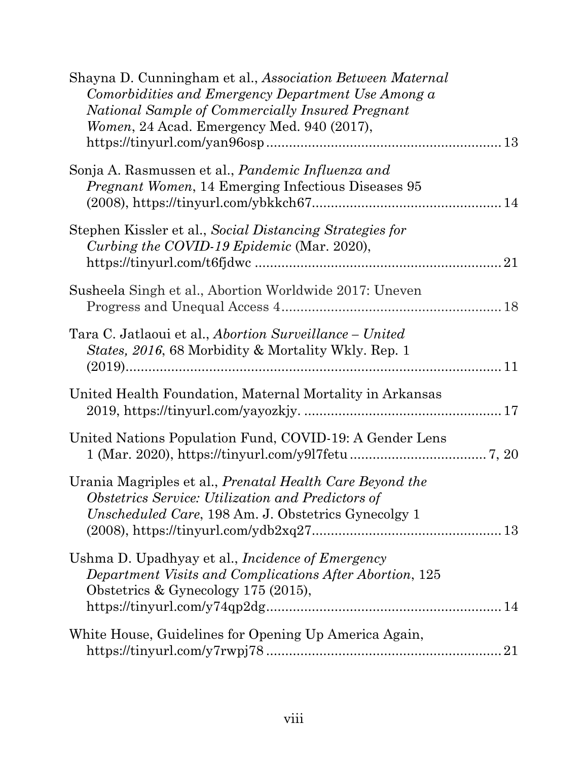Shayna D. Cunningham et al., *Association Between Maternal Comorbidities and Emergency Department Use Among a National Sample of Commercially Insured Pregnant Women*, 24 Acad. Emergency Med. 940 (2017), https://tinyurl.com/yan96osp ............................................................ 13

Sonja A. Rasmussen et al., *Pandemic Influenza and Pregnant Women*, 14 Emerging Infectious Diseases 95 (2008), https://tinyurl.com/ybkkch67................................................ 14

Stephen Kissler et al., *Social Distancing Strategies for Curbing the COVID-19 Epidemic* (Mar. 2020), https://tinyurl.com/t6fjdwc ................................................................ 21

Susheela Singh et al., Abortion Worldwide 2017: Uneven Progress and Unequal Access 4......................................................... 18

Tara C. Jatlaoui et al., *Abortion Surveillance – United States, 2016*, 68 Morbidity & Mortality Wkly. Rep. 1 (2019)..................................................................................... 11

United Health Foundation, Maternal Mortality in Arkansas 2019, https://tinyurl.com/yayozkjy. ................................................... 17

United Nations Population Fund, COVID-19: A Gender Lens 1 (Mar. 2020), https://tinyurl.com/y9l7fetu ................................... 7, 20

Urania Magriples et al., *Prenatal Health Care Beyond the Obstetrics Service: Utilization and Predictors of Unscheduled Care*, 198 Am. J. Obstetrics Gynecolgy 1 (2008), https://tinyurl.com/ydb2xq27................................................ 13

Ushma D. Upadhyay et al., *Incidence of Emergency Department Visits and Complications After Abortion*, 125 Obstetrics & Gynecology 175 (2015), https://tinyurl.com/y74qp2dg............................................................. 14

White House, Guidelines for Opening Up America Again, https://tinyurl.com/y7rwpj78 ............................................................. 21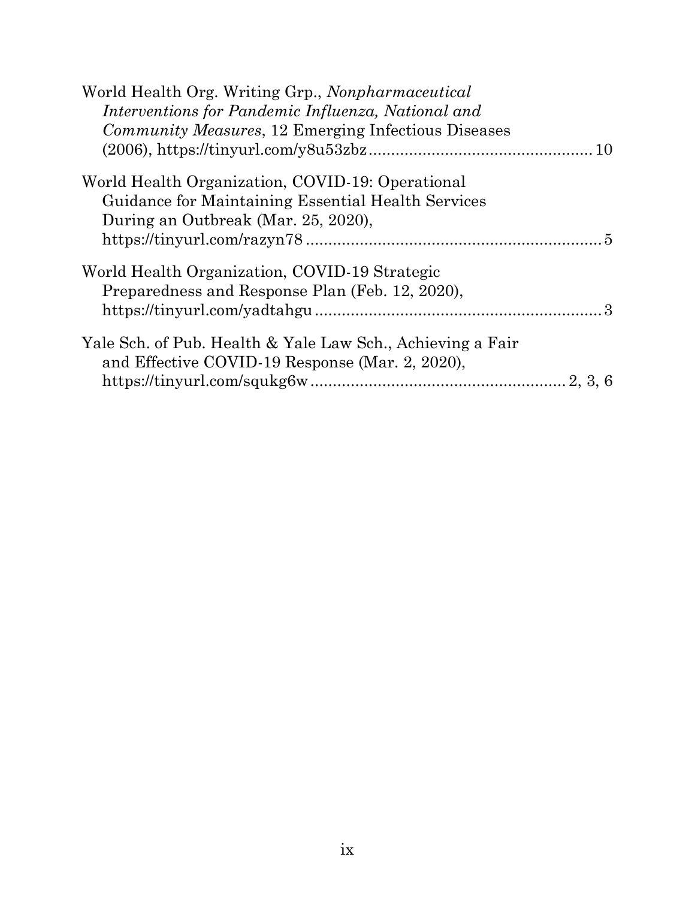World Health Org. Writing Grp., *Nonpharmaceutical Interventions for Pandemic Influenza, National and Community Measures*, 12 Emerging Infectious Diseases (2006), https://tinyurl.com/y8u53zbz .................................................. 10

World Health Organization, COVID-19: Operational Guidance for Maintaining Essential Health Services During an Outbreak (Mar. 25, 2020), https://tinyurl.com/razyn78 .................................................................. 5

World Health Organization, COVID-19 Strategic Preparedness and Response Plan (Feb. 12, 2020), https://tinyurl.com/yadtahgu ................................................................ 3

Yale Sch. of Pub. Health & Yale Law Sch., Achieving a Fair and Effective COVID-19 Response (Mar. 2, 2020), https://tinyurl.com/squkg6w ........................................................ 2, 3, 6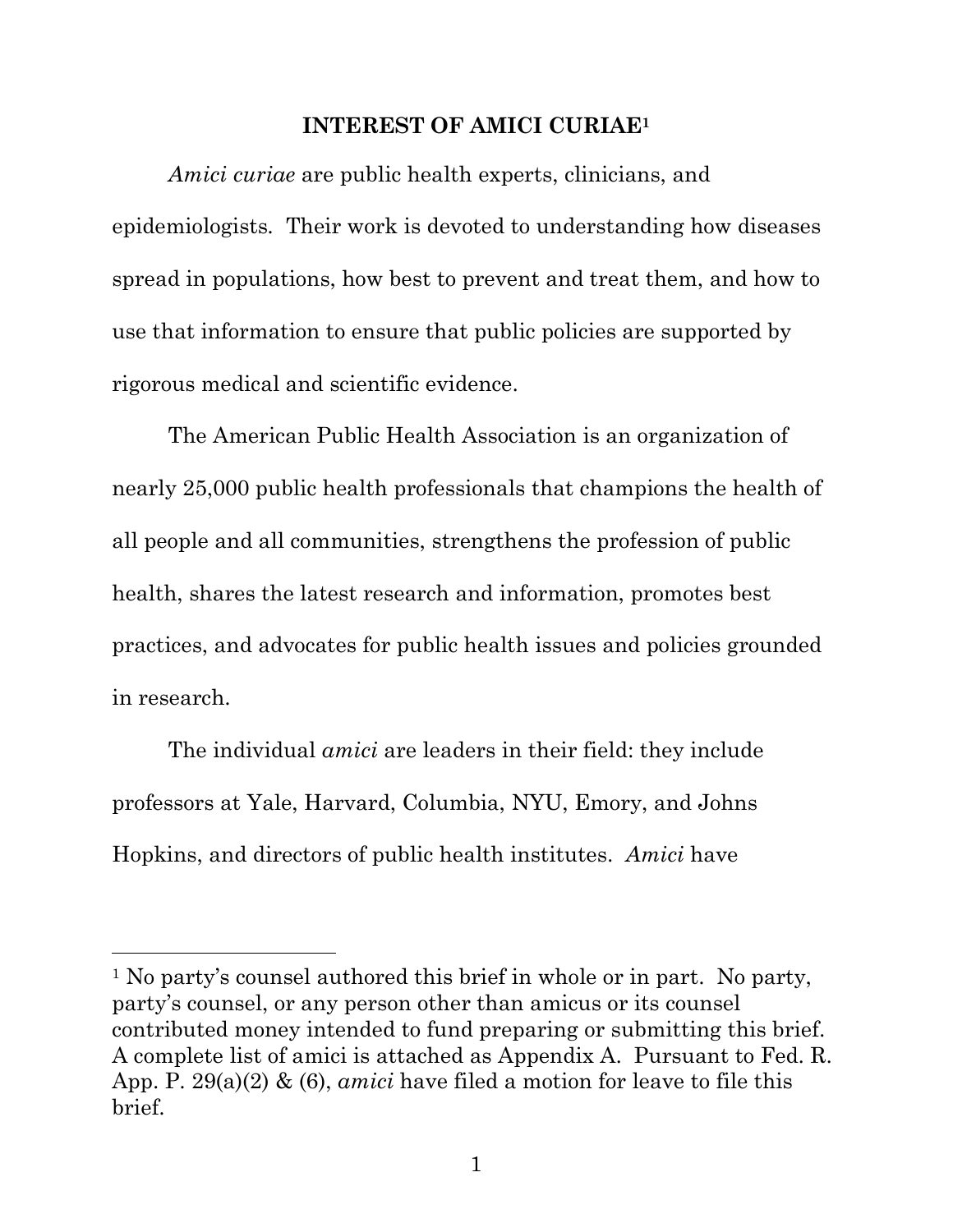## INTEREST OF AMICI CURIAE[1]

*Amici curiae* are public health experts, clinicians, and epidemiologists. Their work is devoted to understanding how diseases spread in populations, how best to prevent and treat them, and how to use that information to ensure that public policies are supported by rigorous medical and scientific evidence.

The American Public Health Association is an organization of nearly 25,000 public health professionals that champions the health of all people and all communities, strengthens the profession of public health, shares the latest research and information, promotes best practices, and advocates for public health issues and policies grounded in research.

The individual *amici* are leaders in their field: they include professors at Yale, Harvard, Columbia, NYU, Emory, and Johns Hopkins, and directors of public health institutes. *Amici* have

---

[1] No party's counsel authored this brief in whole or in part. No party, party's counsel, or any person other than amicus or its counsel contributed money intended to fund preparing or submitting this brief. A complete list of amici is attached as Appendix A. Pursuant to Fed. R. App. P. 29(a)(2) & (6), *amici* have filed a motion for leave to file this brief.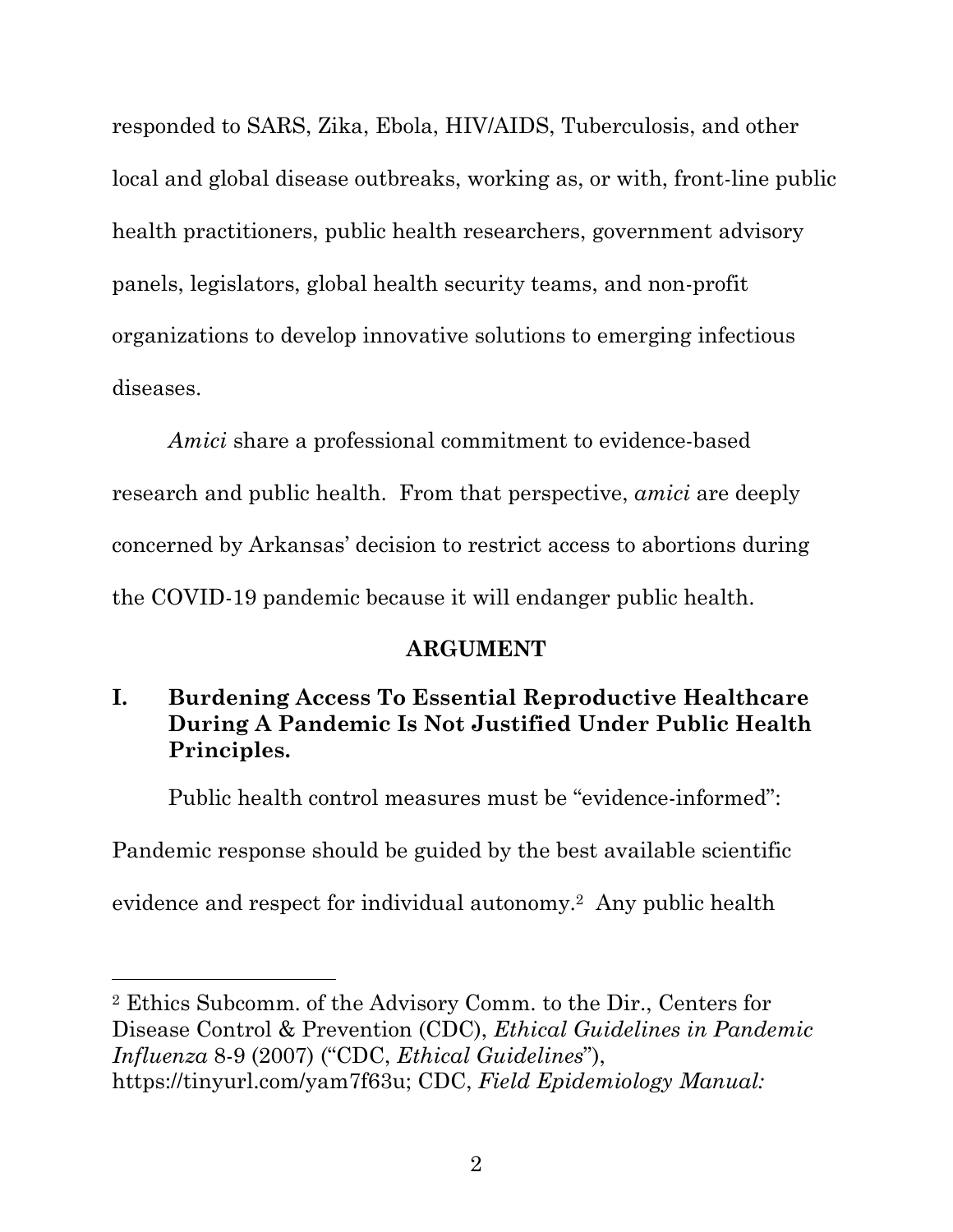responded to SARS, Zika, Ebola, HIV/AIDS, Tuberculosis, and other local and global disease outbreaks, working as, or with, front-line public health practitioners, public health researchers, government advisory panels, legislators, global health security teams, and non-profit organizations to develop innovative solutions to emerging infectious diseases.

*Amici* share a professional commitment to evidence-based research and public health. From that perspective, *amici* are deeply concerned by Arkansas' decision to restrict access to abortions during the COVID-19 pandemic because it will endanger public health.

## ARGUMENT

### I. Burdening Access To Essential Reproductive Healthcare During A Pandemic Is Not Justified Under Public Health Principles.

Public health control measures must be "evidence-informed": Pandemic response should be guided by the best available scientific evidence and respect for individual autonomy.[2] Any public health

---

[2] Ethics Subcomm. of the Advisory Comm. to the Dir., Centers for Disease Control & Prevention (CDC), *Ethical Guidelines in Pandemic Influenza* 8-9 (2007) ("CDC, *Ethical Guidelines*"), https://tinyurl.com/yam7f63u; CDC, *Field Epidemiology Manual:*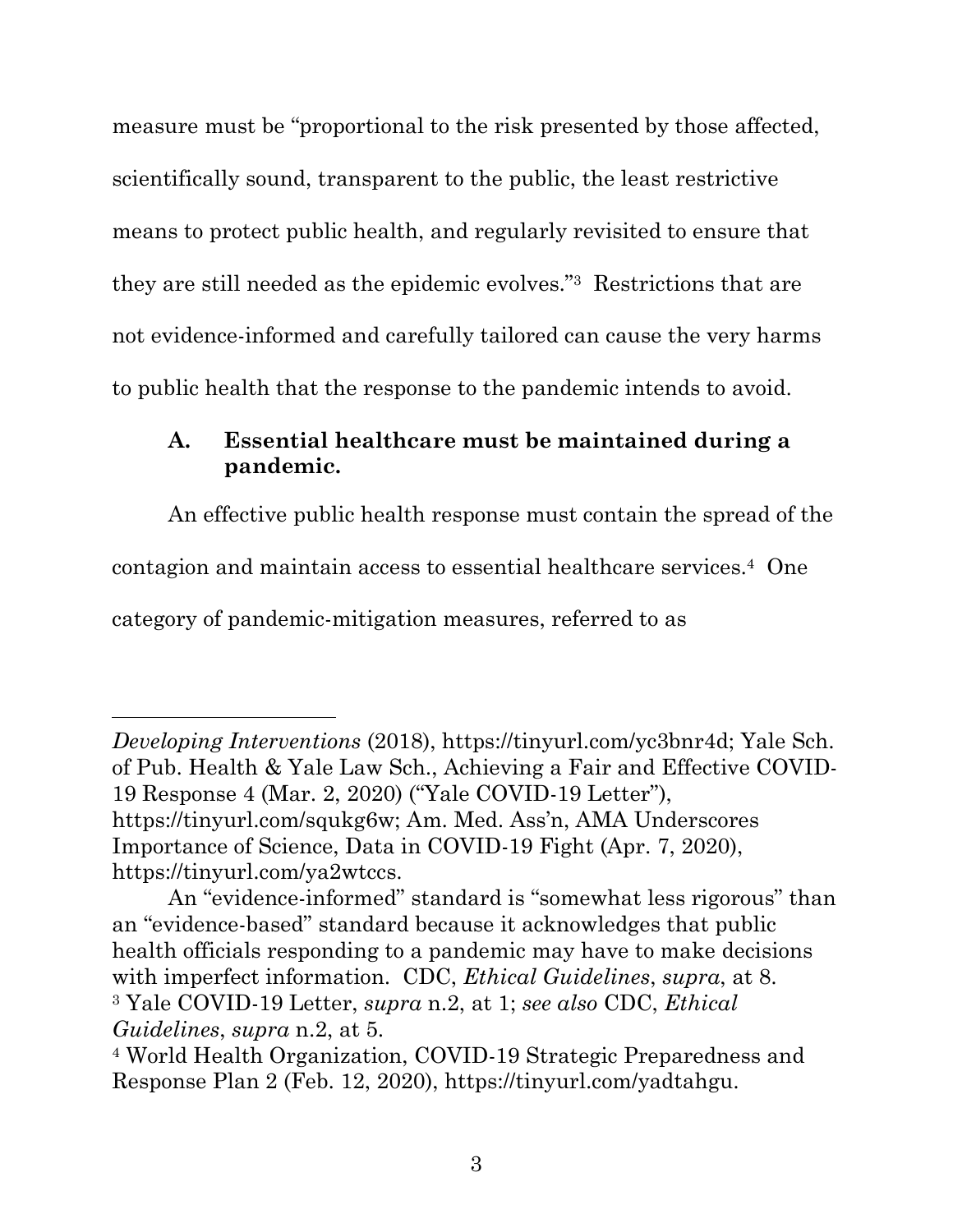measure must be "proportional to the risk presented by those affected, scientifically sound, transparent to the public, the least restrictive means to protect public health, and regularly revisited to ensure that they are still needed as the epidemic evolves."[3] Restrictions that are not evidence-informed and carefully tailored can cause the very harms to public health that the response to the pandemic intends to avoid.

### A. Essential healthcare must be maintained during a pandemic.

An effective public health response must contain the spread of the contagion and maintain access to essential healthcare services.[4] One category of pandemic-mitigation measures, referred to as

---

*Developing Interventions* (2018), https://tinyurl.com/yc3bnr4d; Yale Sch. of Pub. Health & Yale Law Sch., Achieving a Fair and Effective COVID-19 Response 4 (Mar. 2, 2020) ("Yale COVID-19 Letter"), https://tinyurl.com/squkg6w; Am. Med. Ass'n, AMA Underscores Importance of Science, Data in COVID-19 Fight (Apr. 7, 2020), https://tinyurl.com/ya2wtccs.

An "evidence-informed" standard is "somewhat less rigorous" than an "evidence-based" standard because it acknowledges that public health officials responding to a pandemic may have to make decisions with imperfect information. CDC, *Ethical Guidelines*, *supra*, at 8.

[3] Yale COVID-19 Letter, *supra* n.2, at 1; *see also* CDC, *Ethical Guidelines*, *supra* n.2, at 5.

[4] World Health Organization, COVID-19 Strategic Preparedness and Response Plan 2 (Feb. 12, 2020), https://tinyurl.com/yadtahgu.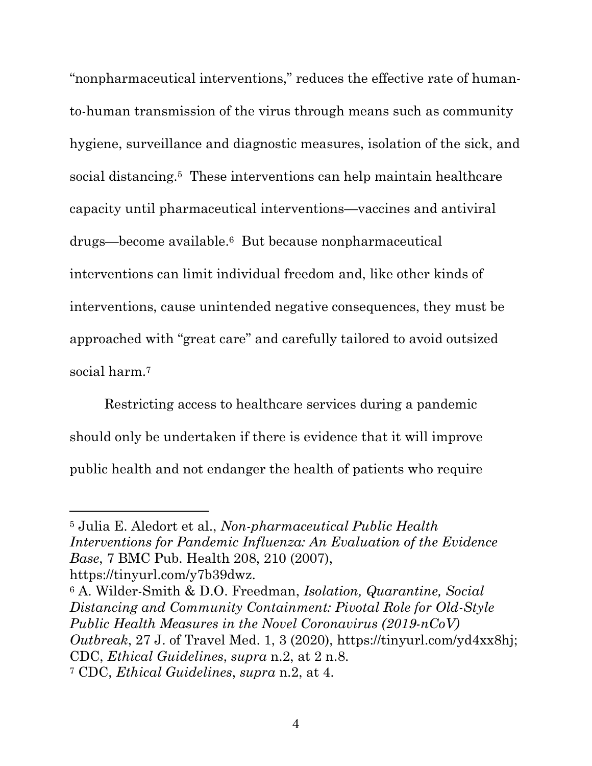"nonpharmaceutical interventions," reduces the effective rate of human-to-human transmission of the virus through means such as community hygiene, surveillance and diagnostic measures, isolation of the sick, and social distancing.[5] These interventions can help maintain healthcare capacity until pharmaceutical interventions—vaccines and antiviral drugs—become available.[6] But because nonpharmaceutical interventions can limit individual freedom and, like other kinds of interventions, cause unintended negative consequences, they must be approached with "great care" and carefully tailored to avoid outsized social harm.[7]

Restricting access to healthcare services during a pandemic should only be undertaken if there is evidence that it will improve public health and not endanger the health of patients who require

---

[5] Julia E. Aledort et al., *Non-pharmaceutical Public Health Interventions for Pandemic Influenza: An Evaluation of the Evidence Base*, 7 BMC Pub. Health 208, 210 (2007), https://tinyurl.com/y7b39dwz.

[6] A. Wilder-Smith & D.O. Freedman, *Isolation, Quarantine, Social Distancing and Community Containment: Pivotal Role for Old-Style Public Health Measures in the Novel Coronavirus (2019-nCoV) Outbreak*, 27 J. of Travel Med. 1, 3 (2020), https://tinyurl.com/yd4xx8hj; CDC, *Ethical Guidelines*, *supra* n.2, at 2 n.8.

[7] CDC, *Ethical Guidelines*, *supra* n.2, at 4.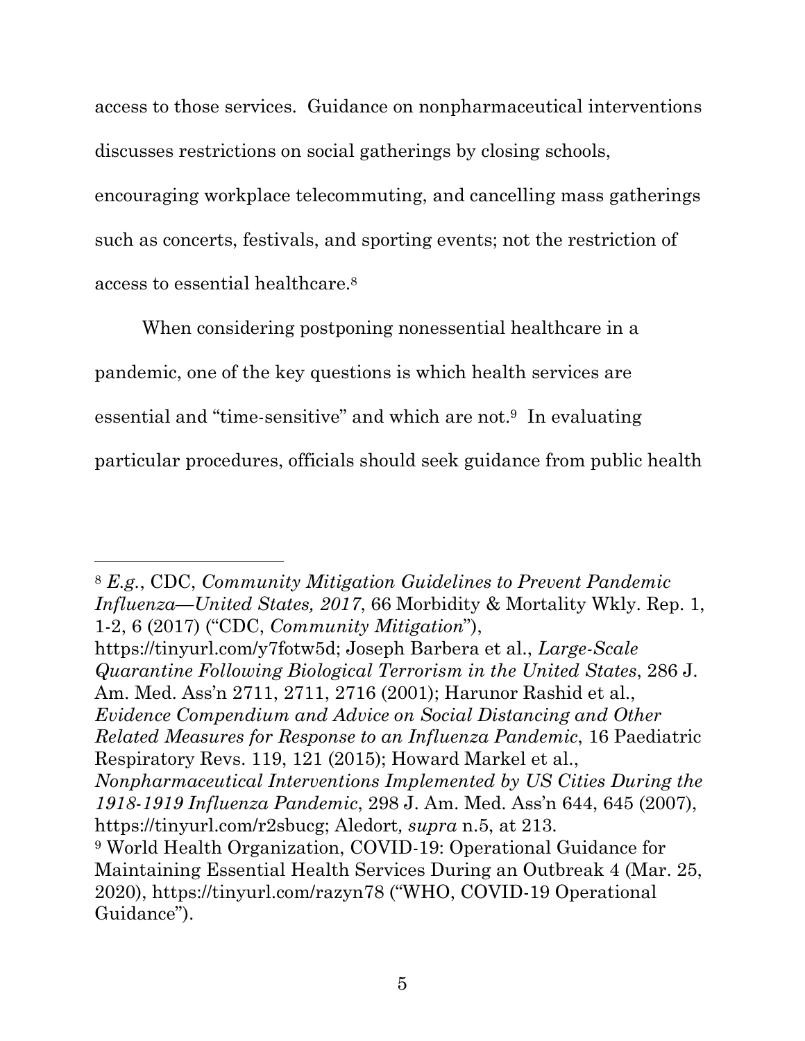access to those services. Guidance on nonpharmaceutical interventions discusses restrictions on social gatherings by closing schools, encouraging workplace telecommuting, and cancelling mass gatherings such as concerts, festivals, and sporting events; not the restriction of access to essential healthcare.[8]

When considering postponing nonessential healthcare in a pandemic, one of the key questions is which health services are essential and "time-sensitive" and which are not.[9] In evaluating particular procedures, officials should seek guidance from public health

---

[8] *E.g.*, CDC, *Community Mitigation Guidelines to Prevent Pandemic Influenza—United States, 2017*, 66 Morbidity & Mortality Wkly. Rep. 1, 1-2, 6 (2017) ("CDC, *Community Mitigation*"), https://tinyurl.com/y7fotw5d; Joseph Barbera et al., *Large-Scale Quarantine Following Biological Terrorism in the United States*, 286 J. Am. Med. Ass'n 2711, 2711, 2716 (2001); Harunor Rashid et al., *Evidence Compendium and Advice on Social Distancing and Other Related Measures for Response to an Influenza Pandemic*, 16 Paediatric Respiratory Revs. 119, 121 (2015); Howard Markel et al., *Nonpharmaceutical Interventions Implemented by US Cities During the 1918-1919 Influenza Pandemic*, 298 J. Am. Med. Ass'n 644, 645 (2007), https://tinyurl.com/r2sbucg; Aledort*, supra* n.5, at 213.

[9] World Health Organization, COVID-19: Operational Guidance for Maintaining Essential Health Services During an Outbreak 4 (Mar. 25, 2020), https://tinyurl.com/razyn78 ("WHO, COVID-19 Operational Guidance").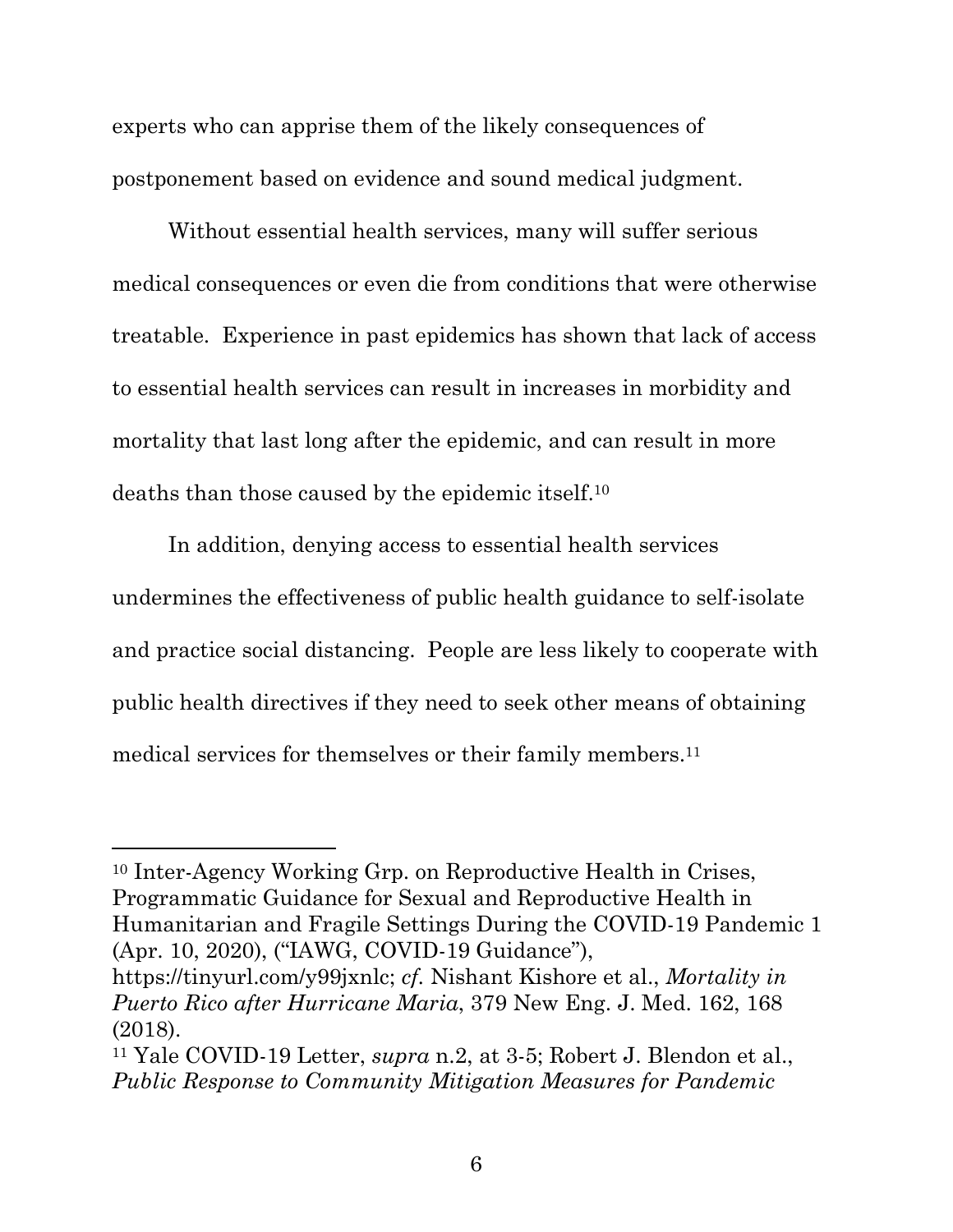experts who can apprise them of the likely consequences of postponement based on evidence and sound medical judgment.

Without essential health services, many will suffer serious medical consequences or even die from conditions that were otherwise treatable. Experience in past epidemics has shown that lack of access to essential health services can result in increases in morbidity and mortality that last long after the epidemic, and can result in more deaths than those caused by the epidemic itself.[10]

In addition, denying access to essential health services undermines the effectiveness of public health guidance to self-isolate and practice social distancing. People are less likely to cooperate with public health directives if they need to seek other means of obtaining medical services for themselves or their family members.[11]

---

[10] Inter-Agency Working Grp. on Reproductive Health in Crises, Programmatic Guidance for Sexual and Reproductive Health in Humanitarian and Fragile Settings During the COVID-19 Pandemic 1 (Apr. 10, 2020), ("IAWG, COVID-19 Guidance"), https://tinyurl.com/y99jxnlc; *cf.* Nishant Kishore et al., *Mortality in Puerto Rico after Hurricane Maria*, 379 New Eng. J. Med. 162, 168 (2018).

[11] Yale COVID-19 Letter, *supra* n.2, at 3-5; Robert J. Blendon et al., *Public Response to Community Mitigation Measures for Pandemic*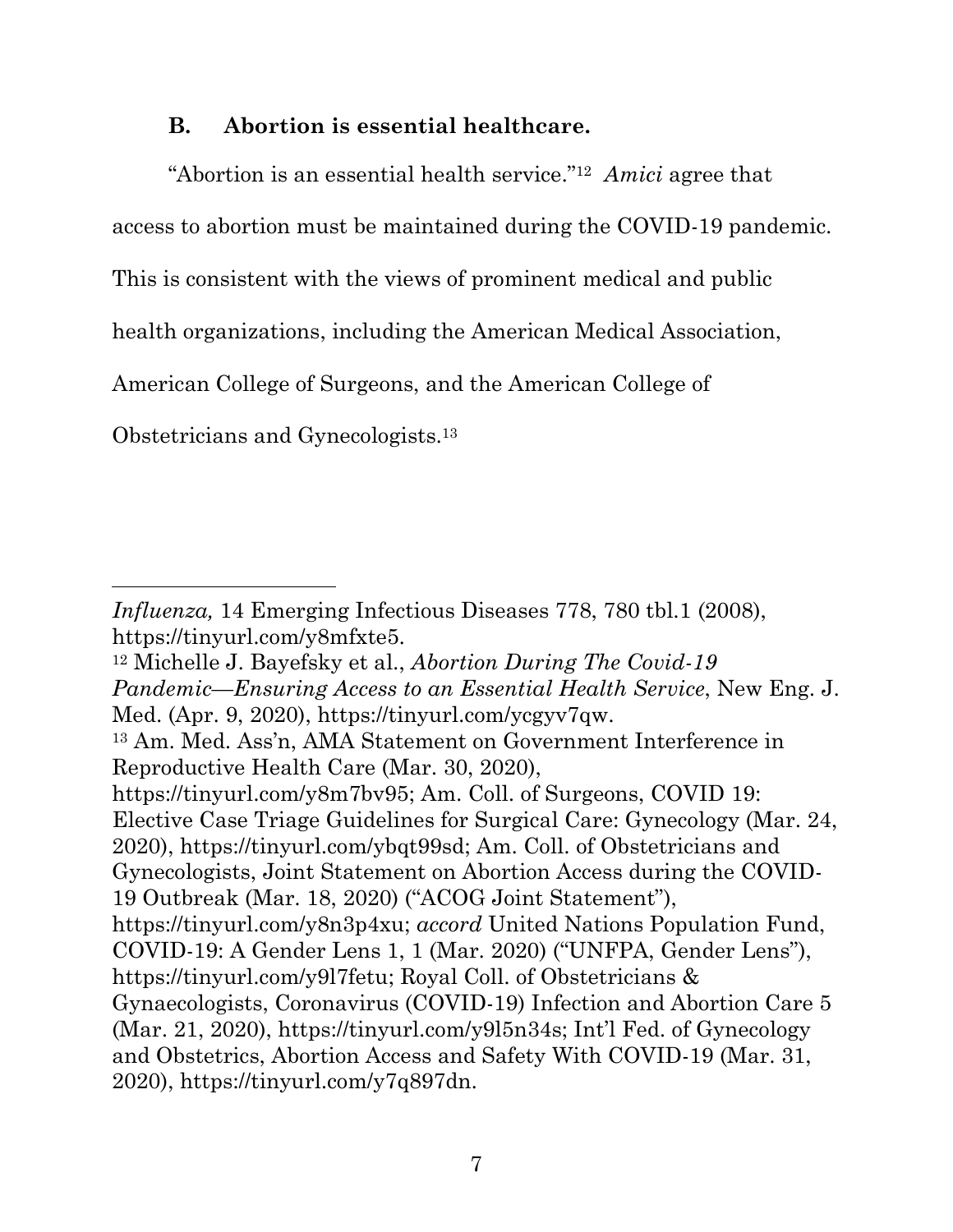### B. Abortion is essential healthcare.

"Abortion is an essential health service."[12] *Amici* agree that access to abortion must be maintained during the COVID-19 pandemic. This is consistent with the views of prominent medical and public health organizations, including the American Medical Association, American College of Surgeons, and the American College of Obstetricians and Gynecologists.[13]

---

*Influenza,* 14 Emerging Infectious Diseases 778, 780 tbl.1 (2008), https://tinyurl.com/y8mfxte5.

[12] Michelle J. Bayefsky et al., *Abortion During The Covid-19 Pandemic—Ensuring Access to an Essential Health Service*, New Eng. J. Med. (Apr. 9, 2020), https://tinyurl.com/ycgyv7qw.

[13] Am. Med. Ass'n, AMA Statement on Government Interference in Reproductive Health Care (Mar. 30, 2020), https://tinyurl.com/y8m7bv95; Am. Coll. of Surgeons, COVID 19: Elective Case Triage Guidelines for Surgical Care: Gynecology (Mar. 24, 2020), https://tinyurl.com/ybqt99sd; Am. Coll. of Obstetricians and Gynecologists, Joint Statement on Abortion Access during the COVID-19 Outbreak (Mar. 18, 2020) ("ACOG Joint Statement"), https://tinyurl.com/y8n3p4xu; *accord* United Nations Population Fund, COVID-19: A Gender Lens 1, 1 (Mar. 2020) ("UNFPA, Gender Lens"), https://tinyurl.com/y9l7fetu; Royal Coll. of Obstetricians & Gynaecologists, Coronavirus (COVID-19) Infection and Abortion Care 5 (Mar. 21, 2020), https://tinyurl.com/y9l5n34s; Int'l Fed. of Gynecology and Obstetrics, Abortion Access and Safety With COVID-19 (Mar. 31, 2020), https://tinyurl.com/y7q897dn.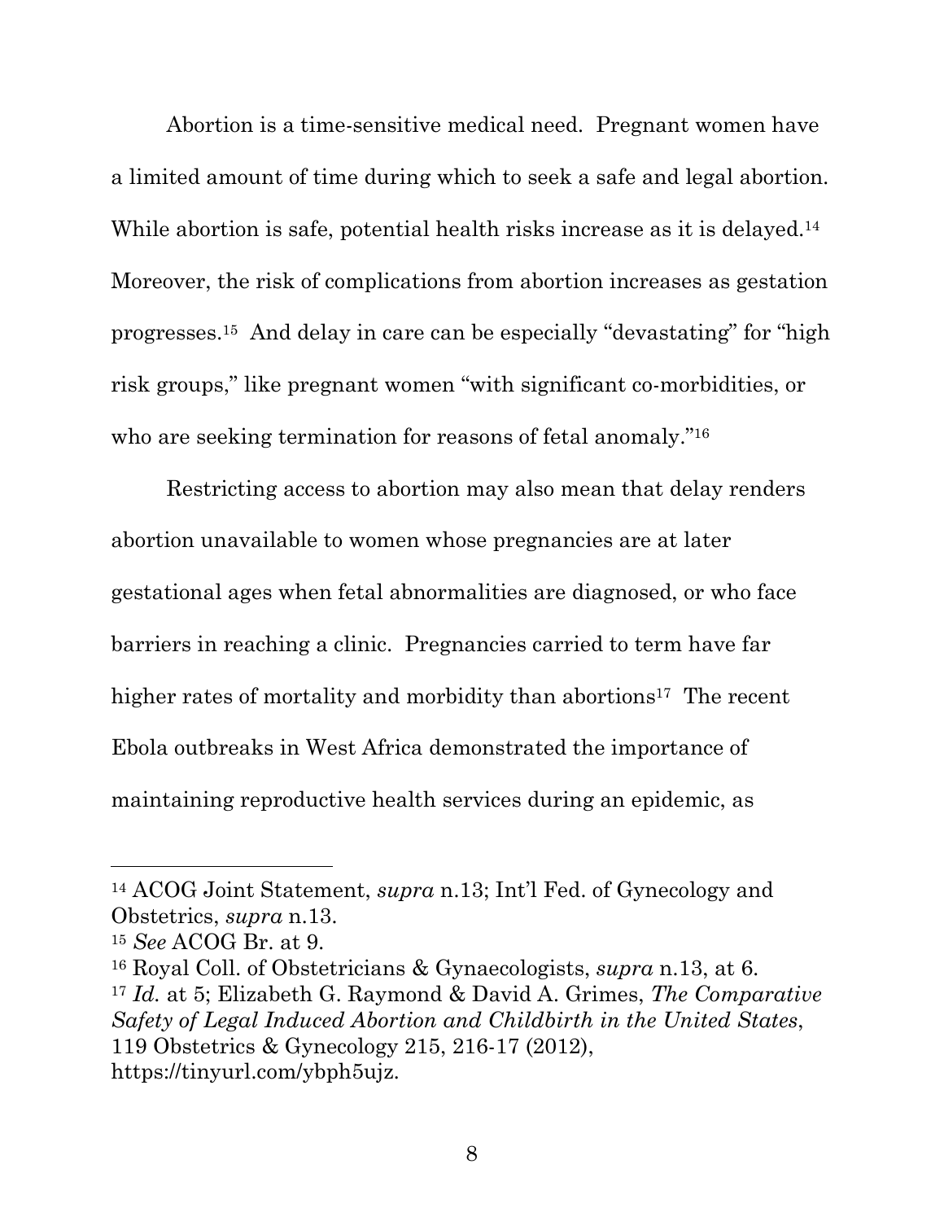Abortion is a time-sensitive medical need. Pregnant women have a limited amount of time during which to seek a safe and legal abortion. While abortion is safe, potential health risks increase as it is delayed.[14] Moreover, the risk of complications from abortion increases as gestation progresses.[15] And delay in care can be especially "devastating" for "high risk groups," like pregnant women "with significant co-morbidities, or who are seeking termination for reasons of fetal anomaly."[16]

Restricting access to abortion may also mean that delay renders abortion unavailable to women whose pregnancies are at later gestational ages when fetal abnormalities are diagnosed, or who face barriers in reaching a clinic. Pregnancies carried to term have far higher rates of mortality and morbidity than abortions[17] The recent Ebola outbreaks in West Africa demonstrated the importance of maintaining reproductive health services during an epidemic, as

---

[14] ACOG Joint Statement, *supra* n.13; Int'l Fed. of Gynecology and Obstetrics, *supra* n.13.

[15] *See* ACOG Br. at 9.

[16] Royal Coll. of Obstetricians & Gynaecologists, *supra* n.13, at 6.

[17] *Id.* at 5; Elizabeth G. Raymond & David A. Grimes, *The Comparative Safety of Legal Induced Abortion and Childbirth in the United States*, 119 Obstetrics & Gynecology 215, 216-17 (2012), https://tinyurl.com/ybph5ujz.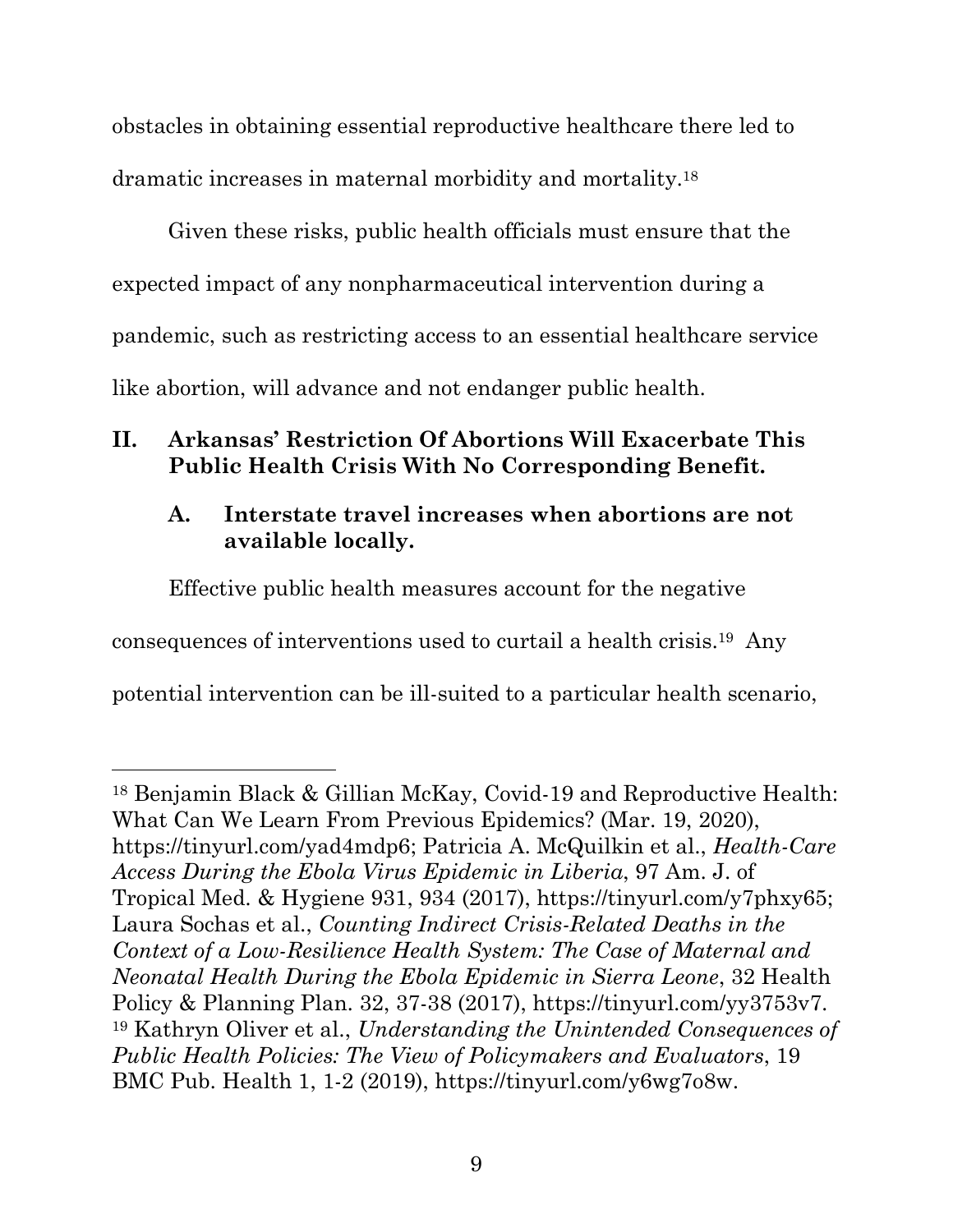obstacles in obtaining essential reproductive healthcare there led to dramatic increases in maternal morbidity and mortality.[18]

Given these risks, public health officials must ensure that the expected impact of any nonpharmaceutical intervention during a pandemic, such as restricting access to an essential healthcare service like abortion, will advance and not endanger public health.

## II. Arkansas' Restriction Of Abortions Will Exacerbate This Public Health Crisis With No Corresponding Benefit.

### A. Interstate travel increases when abortions are not available locally.

Effective public health measures account for the negative consequences of interventions used to curtail a health crisis.[19] Any potential intervention can be ill-suited to a particular health scenario,

---

[18] Benjamin Black & Gillian McKay, Covid-19 and Reproductive Health: What Can We Learn From Previous Epidemics? (Mar. 19, 2020), https://tinyurl.com/yad4mdp6; Patricia A. McQuilkin et al., *Health-Care Access During the Ebola Virus Epidemic in Liberia*, 97 Am. J. of Tropical Med. & Hygiene 931, 934 (2017), https://tinyurl.com/y7phxy65; Laura Sochas et al., *Counting Indirect Crisis-Related Deaths in the Context of a Low-Resilience Health System: The Case of Maternal and Neonatal Health During the Ebola Epidemic in Sierra Leone*, 32 Health Policy & Planning Plan. 32, 37-38 (2017), https://tinyurl.com/yy3753v7.

[19] Kathryn Oliver et al., *Understanding the Unintended Consequences of Public Health Policies: The View of Policymakers and Evaluators*, 19 BMC Pub. Health 1, 1-2 (2019), https://tinyurl.com/y6wg7o8w.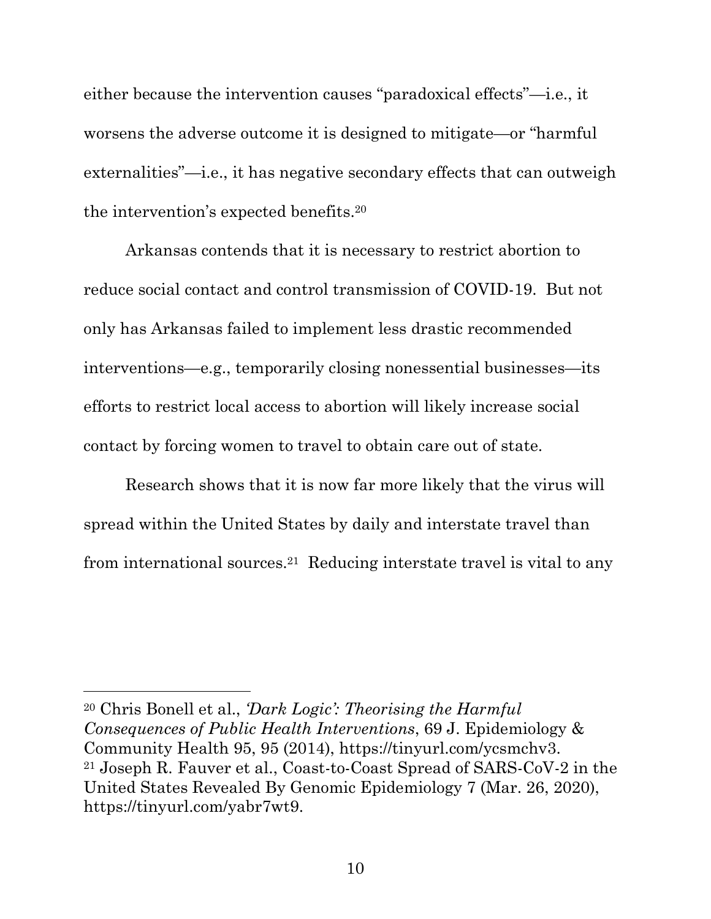either because the intervention causes "paradoxical effects"—i.e., it worsens the adverse outcome it is designed to mitigate—or "harmful externalities"—i.e., it has negative secondary effects that can outweigh the intervention's expected benefits.[20]

Arkansas contends that it is necessary to restrict abortion to reduce social contact and control transmission of COVID-19. But not only has Arkansas failed to implement less drastic recommended interventions—e.g., temporarily closing nonessential businesses—its efforts to restrict local access to abortion will likely increase social contact by forcing women to travel to obtain care out of state.

Research shows that it is now far more likely that the virus will spread within the United States by daily and interstate travel than from international sources.[21] Reducing interstate travel is vital to any

---

[20] Chris Bonell et al., *'Dark Logic': Theorising the Harmful Consequences of Public Health Interventions*, 69 J. Epidemiology & Community Health 95, 95 (2014), https://tinyurl.com/ycsmchv3.

[21] Joseph R. Fauver et al., Coast-to-Coast Spread of SARS-CoV-2 in the United States Revealed By Genomic Epidemiology 7 (Mar. 26, 2020), https://tinyurl.com/yabr7wt9.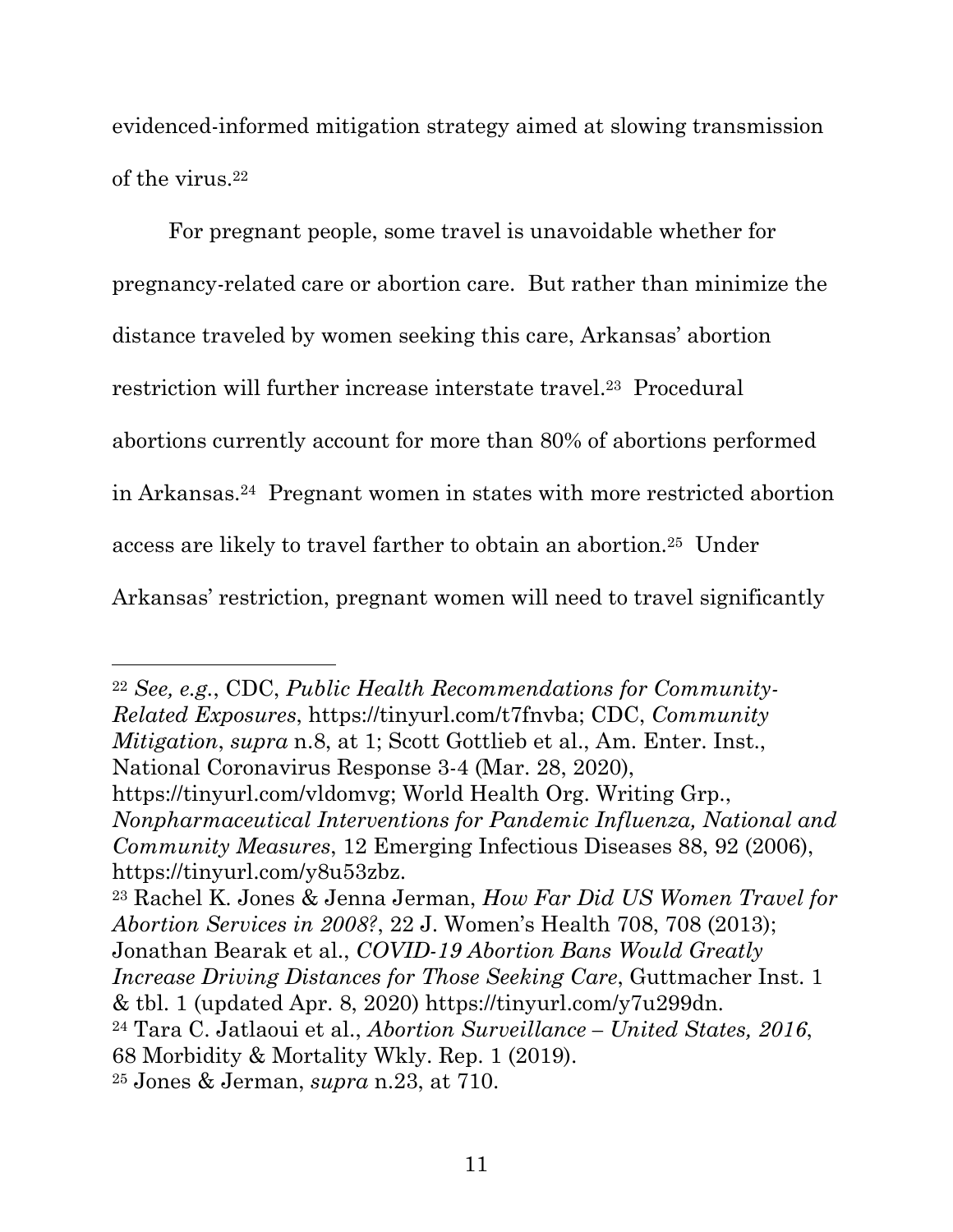evidenced-informed mitigation strategy aimed at slowing transmission of the virus.[22]

For pregnant people, some travel is unavoidable whether for pregnancy-related care or abortion care. But rather than minimize the distance traveled by women seeking this care, Arkansas' abortion restriction will further increase interstate travel.[23] Procedural abortions currently account for more than 80% of abortions performed in Arkansas.[24] Pregnant women in states with more restricted abortion access are likely to travel farther to obtain an abortion.[25] Under Arkansas' restriction, pregnant women will need to travel significantly

---

[22] *See, e.g.*, CDC, *Public Health Recommendations for Community-Related Exposures*, https://tinyurl.com/t7fnvba; CDC, *Community Mitigation*, *supra* n.8, at 1; Scott Gottlieb et al., Am. Enter. Inst., National Coronavirus Response 3-4 (Mar. 28, 2020), https://tinyurl.com/vldomvg; World Health Org. Writing Grp., *Nonpharmaceutical Interventions for Pandemic Influenza, National and Community Measures*, 12 Emerging Infectious Diseases 88, 92 (2006), https://tinyurl.com/y8u53zbz.

[23] Rachel K. Jones & Jenna Jerman, *How Far Did US Women Travel for Abortion Services in 2008?*, 22 J. Women's Health 708, 708 (2013); Jonathan Bearak et al., *COVID-19 Abortion Bans Would Greatly Increase Driving Distances for Those Seeking Care*, Guttmacher Inst. 1 & tbl. 1 (updated Apr. 8, 2020) https://tinyurl.com/y7u299dn.

[24] Tara C. Jatlaoui et al., *Abortion Surveillance – United States, 2016*, 68 Morbidity & Mortality Wkly. Rep. 1 (2019).

[25] Jones & Jerman, *supra* n.23, at 710.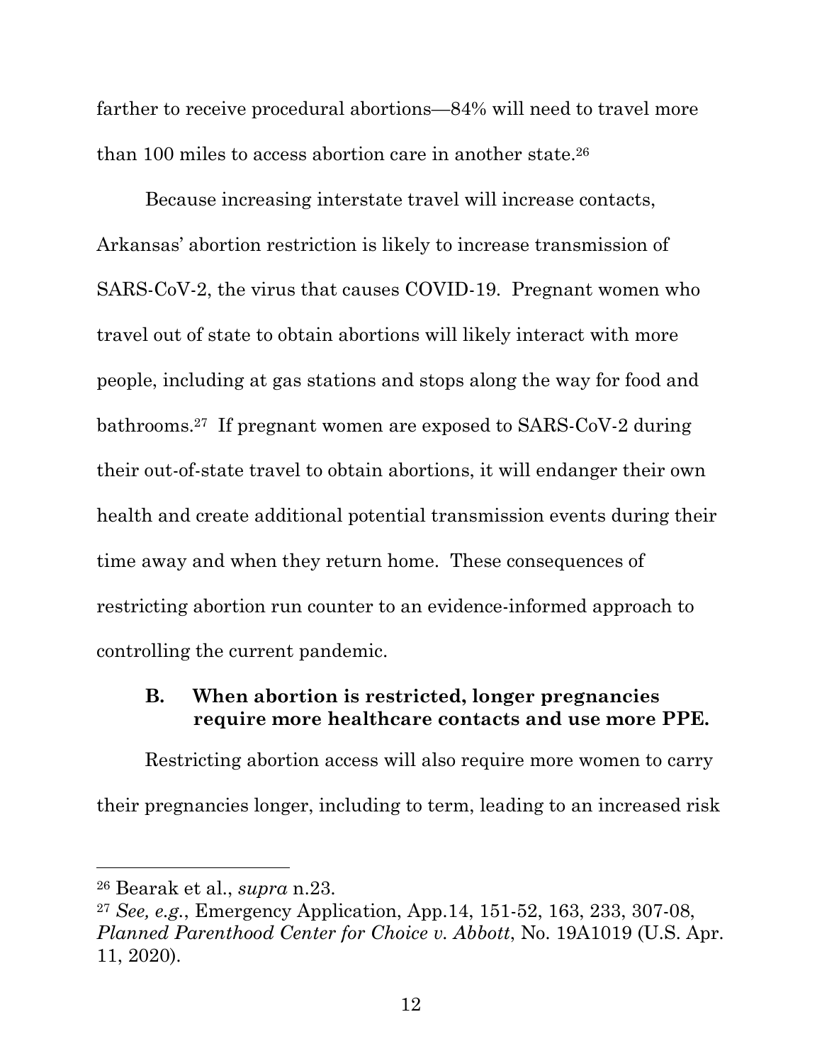farther to receive procedural abortions—84% will need to travel more than 100 miles to access abortion care in another state.[26]

Because increasing interstate travel will increase contacts, Arkansas' abortion restriction is likely to increase transmission of SARS-CoV-2, the virus that causes COVID-19. Pregnant women who travel out of state to obtain abortions will likely interact with more people, including at gas stations and stops along the way for food and bathrooms.[27] If pregnant women are exposed to SARS-CoV-2 during their out-of-state travel to obtain abortions, it will endanger their own health and create additional potential transmission events during their time away and when they return home. These consequences of restricting abortion run counter to an evidence-informed approach to controlling the current pandemic.

### B. When abortion is restricted, longer pregnancies require more healthcare contacts and use more PPE.

Restricting abortion access will also require more women to carry their pregnancies longer, including to term, leading to an increased risk

---

[26] Bearak et al., *supra* n.23.

[27] *See, e.g.*, Emergency Application, App.14, 151-52, 163, 233, 307-08, *Planned Parenthood Center for Choice v. Abbott*, No. 19A1019 (U.S. Apr. 11, 2020).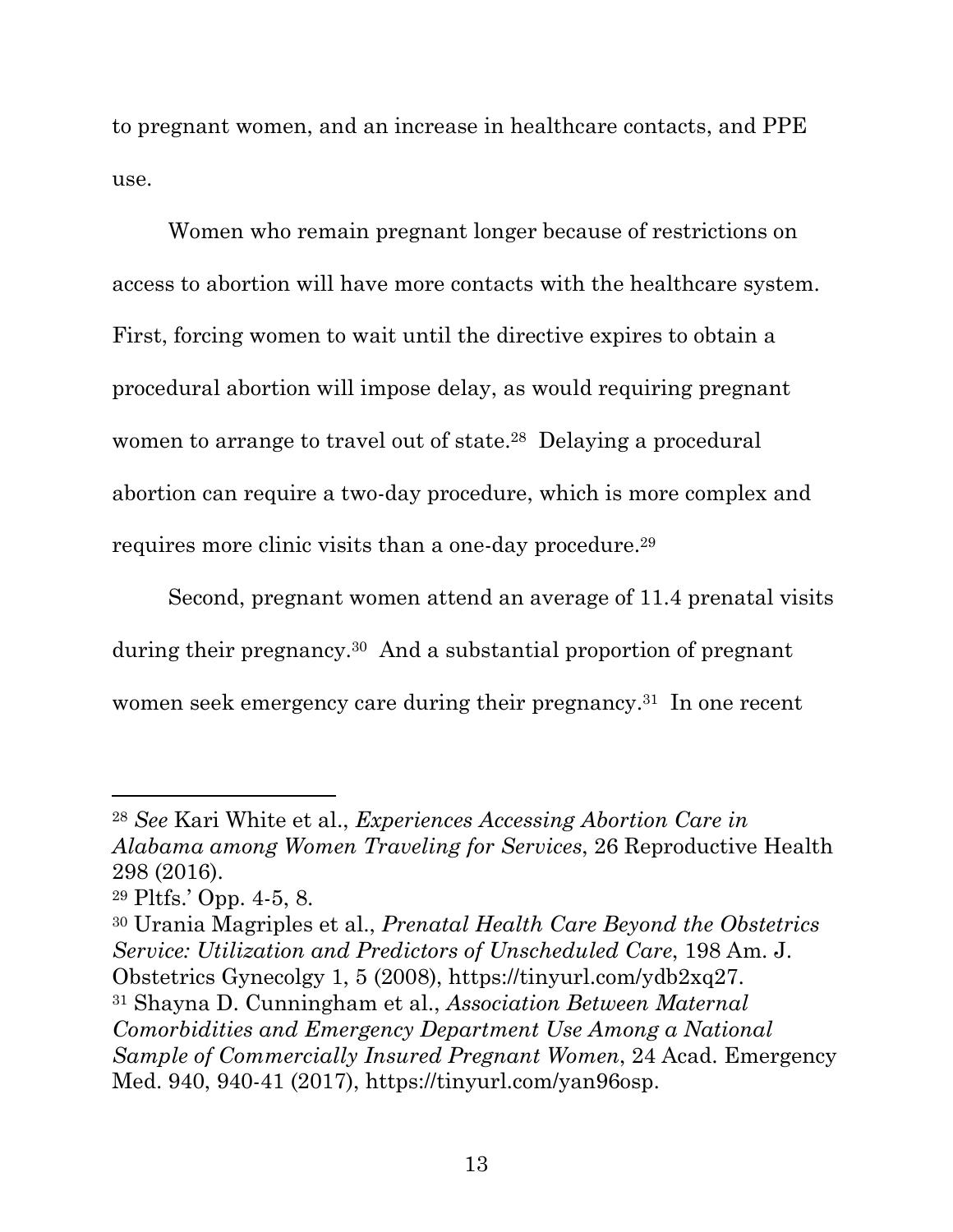to pregnant women, and an increase in healthcare contacts, and PPE use.

Women who remain pregnant longer because of restrictions on access to abortion will have more contacts with the healthcare system. First, forcing women to wait until the directive expires to obtain a procedural abortion will impose delay, as would requiring pregnant women to arrange to travel out of state.[28] Delaying a procedural abortion can require a two-day procedure, which is more complex and requires more clinic visits than a one-day procedure.[29]

Second, pregnant women attend an average of 11.4 prenatal visits during their pregnancy.[30] And a substantial proportion of pregnant women seek emergency care during their pregnancy.[31] In one recent

---

[28] *See* Kari White et al., *Experiences Accessing Abortion Care in Alabama among Women Traveling for Services*, 26 Reproductive Health 298 (2016).

[29] Pltfs.' Opp. 4-5, 8.

[30] Urania Magriples et al., *Prenatal Health Care Beyond the Obstetrics Service: Utilization and Predictors of Unscheduled Care*, 198 Am. J. Obstetrics Gynecolgy 1, 5 (2008), https://tinyurl.com/ydb2xq27.

[31] Shayna D. Cunningham et al., *Association Between Maternal Comorbidities and Emergency Department Use Among a National Sample of Commercially Insured Pregnant Women*, 24 Acad. Emergency Med. 940, 940-41 (2017), https://tinyurl.com/yan96osp.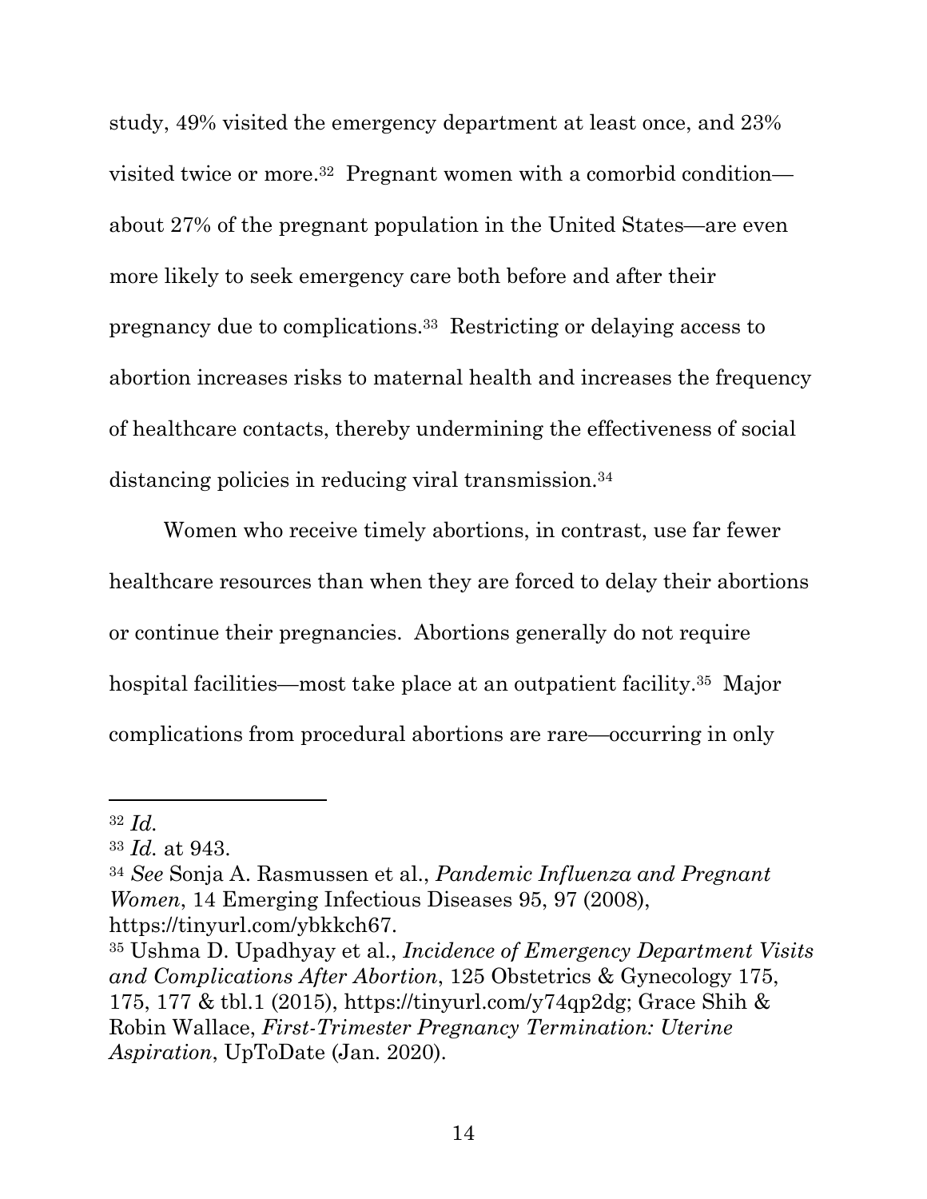study, 49% visited the emergency department at least once, and 23% visited twice or more.[32] Pregnant women with a comorbid condition—about 27% of the pregnant population in the United States—are even more likely to seek emergency care both before and after their pregnancy due to complications.[33] Restricting or delaying access to abortion increases risks to maternal health and increases the frequency of healthcare contacts, thereby undermining the effectiveness of social distancing policies in reducing viral transmission.[34]

Women who receive timely abortions, in contrast, use far fewer healthcare resources than when they are forced to delay their abortions or continue their pregnancies. Abortions generally do not require hospital facilities—most take place at an outpatient facility.[35] Major complications from procedural abortions are rare—occurring in only

---

[32] *Id.*

[33] *Id.* at 943.

[34] *See* Sonja A. Rasmussen et al., *Pandemic Influenza and Pregnant Women*, 14 Emerging Infectious Diseases 95, 97 (2008), https://tinyurl.com/ybkkch67.

[35] Ushma D. Upadhyay et al., *Incidence of Emergency Department Visits and Complications After Abortion*, 125 Obstetrics & Gynecology 175, 175, 177 & tbl.1 (2015), https://tinyurl.com/y74qp2dg; Grace Shih & Robin Wallace, *First-Trimester Pregnancy Termination: Uterine Aspiration*, UpToDate (Jan. 2020).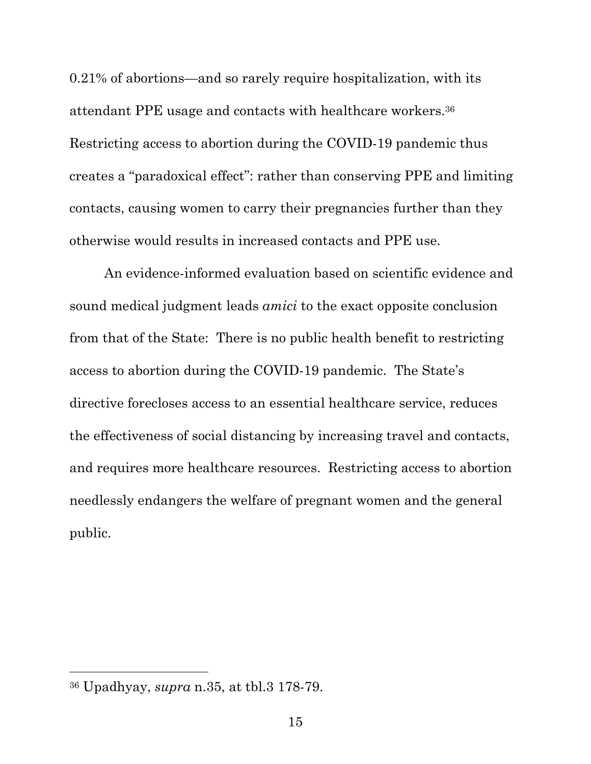0.21% of abortions—and so rarely require hospitalization, with its attendant PPE usage and contacts with healthcare workers.[36] Restricting access to abortion during the COVID-19 pandemic thus creates a "paradoxical effect": rather than conserving PPE and limiting contacts, causing women to carry their pregnancies further than they otherwise would results in increased contacts and PPE use.

An evidence-informed evaluation based on scientific evidence and sound medical judgment leads *amici* to the exact opposite conclusion from that of the State: There is no public health benefit to restricting access to abortion during the COVID-19 pandemic. The State's directive forecloses access to an essential healthcare service, reduces the effectiveness of social distancing by increasing travel and contacts, and requires more healthcare resources. Restricting access to abortion needlessly endangers the welfare of pregnant women and the general public.

---

[36] Upadhyay, *supra* n.35, at tbl.3 178-79.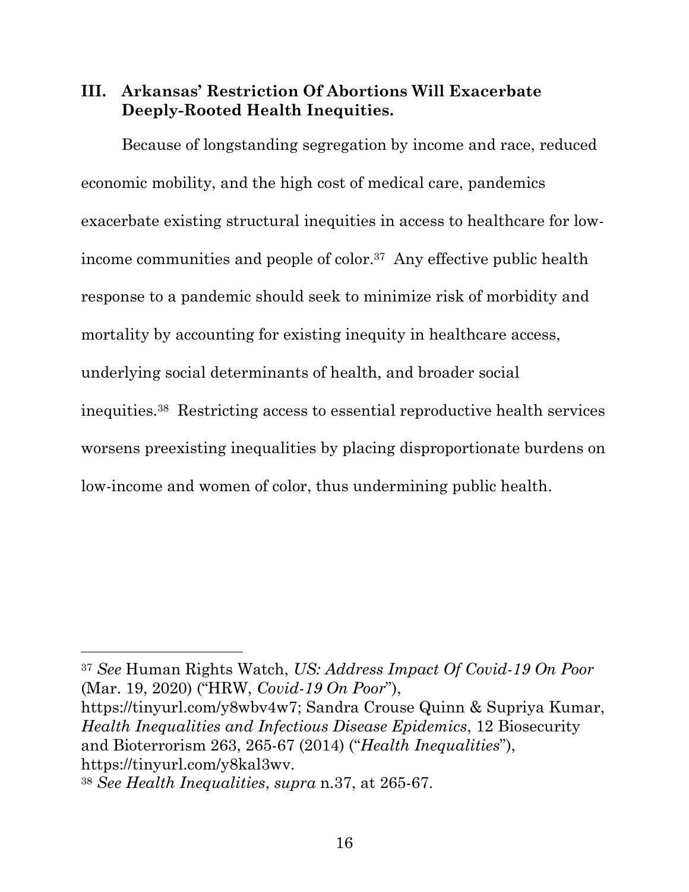## III. Arkansas' Restriction Of Abortions Will Exacerbate Deeply-Rooted Health Inequities.

Because of longstanding segregation by income and race, reduced economic mobility, and the high cost of medical care, pandemics exacerbate existing structural inequities in access to healthcare for low-income communities and people of color.[37] Any effective public health response to a pandemic should seek to minimize risk of morbidity and mortality by accounting for existing inequity in healthcare access, underlying social determinants of health, and broader social inequities.[38] Restricting access to essential reproductive health services worsens preexisting inequalities by placing disproportionate burdens on low-income and women of color, thus undermining public health.

---

[37] *See* Human Rights Watch, *US: Address Impact Of Covid-19 On Poor* (Mar. 19, 2020) ("HRW, *Covid-19 On Poor*"), https://tinyurl.com/y8wbv4w7; Sandra Crouse Quinn & Supriya Kumar, *Health Inequalities and Infectious Disease Epidemics*, 12 Biosecurity and Bioterrorism 263, 265-67 (2014) ("*Health Inequalities*"), https://tinyurl.com/y8kal3wv.

[38] *See Health Inequalities*, *supra* n.37, at 265-67.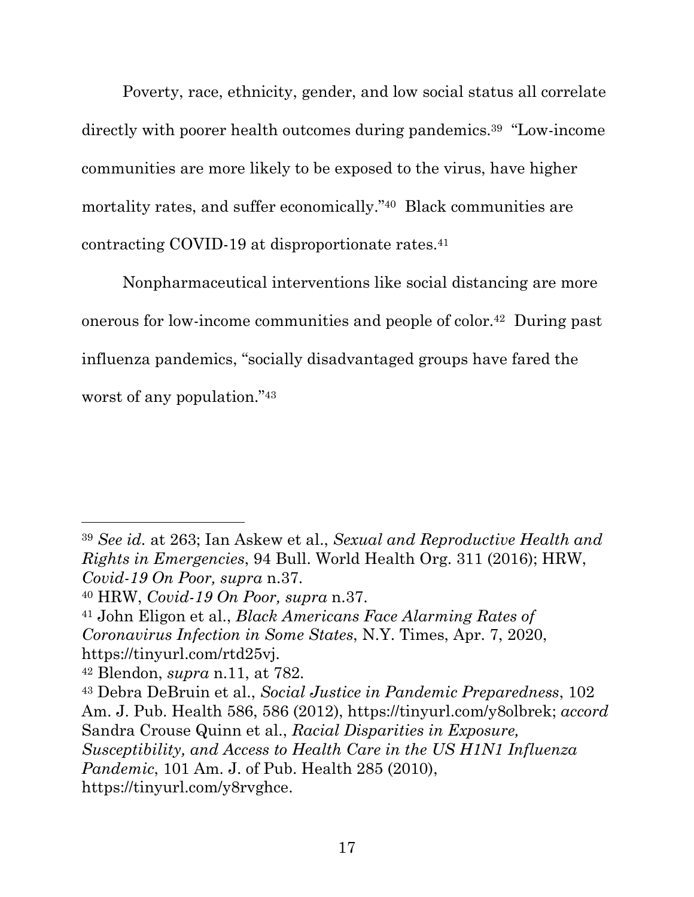Poverty, race, ethnicity, gender, and low social status all correlate directly with poorer health outcomes during pandemics.[39] "Low-income communities are more likely to be exposed to the virus, have higher mortality rates, and suffer economically."[40] Black communities are contracting COVID-19 at disproportionate rates.[41]

Nonpharmaceutical interventions like social distancing are more onerous for low-income communities and people of color.[42] During past influenza pandemics, "socially disadvantaged groups have fared the worst of any population."[43]

---

[39] *See id.* at 263; Ian Askew et al., *Sexual and Reproductive Health and Rights in Emergencies*, 94 Bull. World Health Org. 311 (2016); HRW, *Covid-19 On Poor, supra* n.37.

[40] HRW, *Covid-19 On Poor, supra* n.37.

[41] John Eligon et al., *Black Americans Face Alarming Rates of Coronavirus Infection in Some States*, N.Y. Times, Apr. 7, 2020, https://tinyurl.com/rtd25vj.

[42] Blendon, *supra* n.11, at 782.

[43] Debra DeBruin et al., *Social Justice in Pandemic Preparedness*, 102 Am. J. Pub. Health 586, 586 (2012), https://tinyurl.com/y8olbrek; *accord* Sandra Crouse Quinn et al., *Racial Disparities in Exposure, Susceptibility, and Access to Health Care in the US H1N1 Influenza Pandemic*, 101 Am. J. of Pub. Health 285 (2010), https://tinyurl.com/y8rvghce.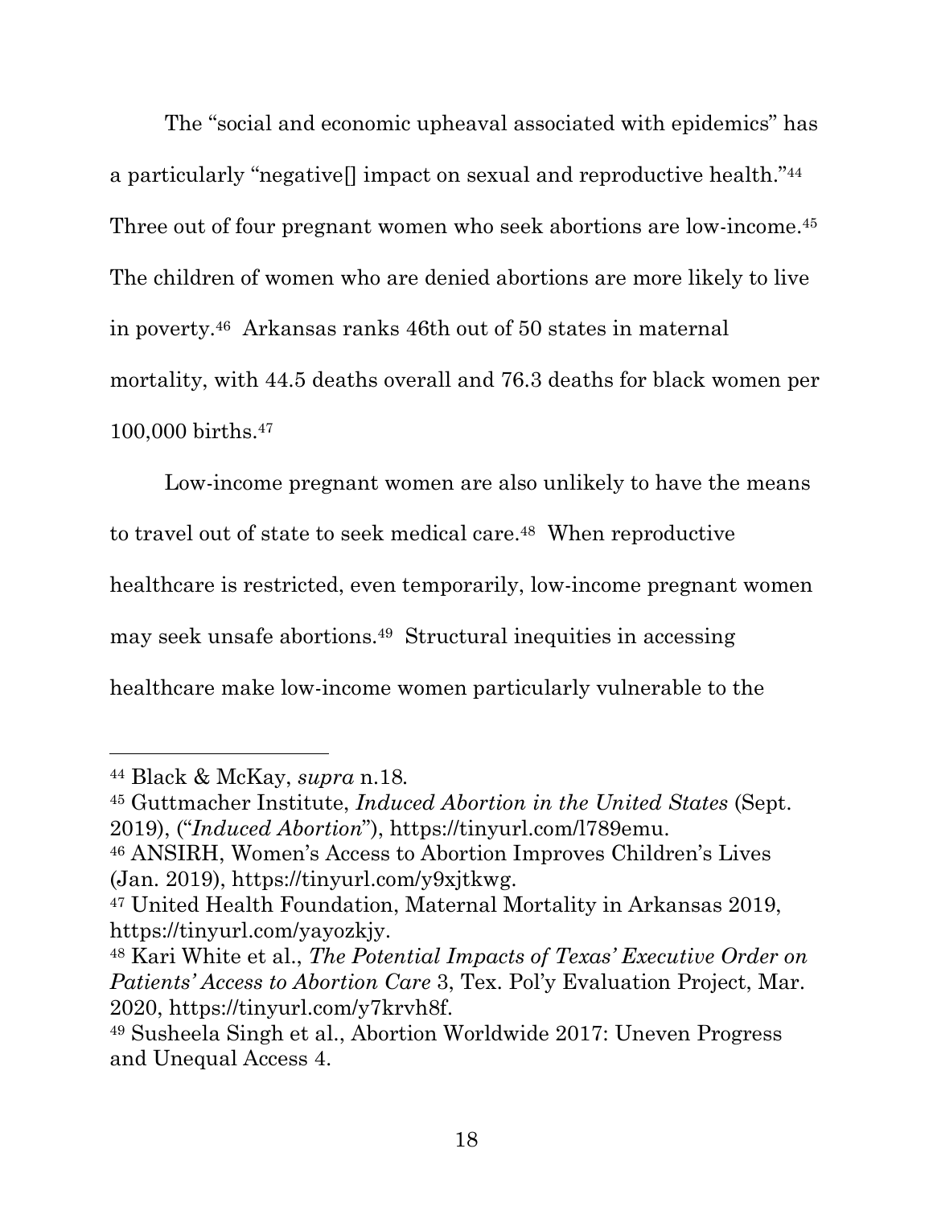The "social and economic upheaval associated with epidemics" has a particularly "negative[] impact on sexual and reproductive health."[44] Three out of four pregnant women who seek abortions are low-income.[45] The children of women who are denied abortions are more likely to live in poverty.[46] Arkansas ranks 46th out of 50 states in maternal mortality, with 44.5 deaths overall and 76.3 deaths for black women per 100,000 births.[47]

Low-income pregnant women are also unlikely to have the means to travel out of state to seek medical care.[48] When reproductive healthcare is restricted, even temporarily, low-income pregnant women may seek unsafe abortions.[49] Structural inequities in accessing healthcare make low-income women particularly vulnerable to the

---

[44] Black & McKay, *supra* n.18.

[45] Guttmacher Institute, *Induced Abortion in the United States* (Sept. 2019), ("*Induced Abortion*"), https://tinyurl.com/l789emu.

[46] ANSIRH, Women's Access to Abortion Improves Children's Lives (Jan. 2019), https://tinyurl.com/y9xjtkwg.

[47] United Health Foundation, Maternal Mortality in Arkansas 2019, https://tinyurl.com/yayozkjy.

[48] Kari White et al., *The Potential Impacts of Texas' Executive Order on Patients' Access to Abortion Care* 3, Tex. Pol'y Evaluation Project, Mar. 2020, https://tinyurl.com/y7krvh8f.

[49] Susheela Singh et al., Abortion Worldwide 2017: Uneven Progress and Unequal Access 4.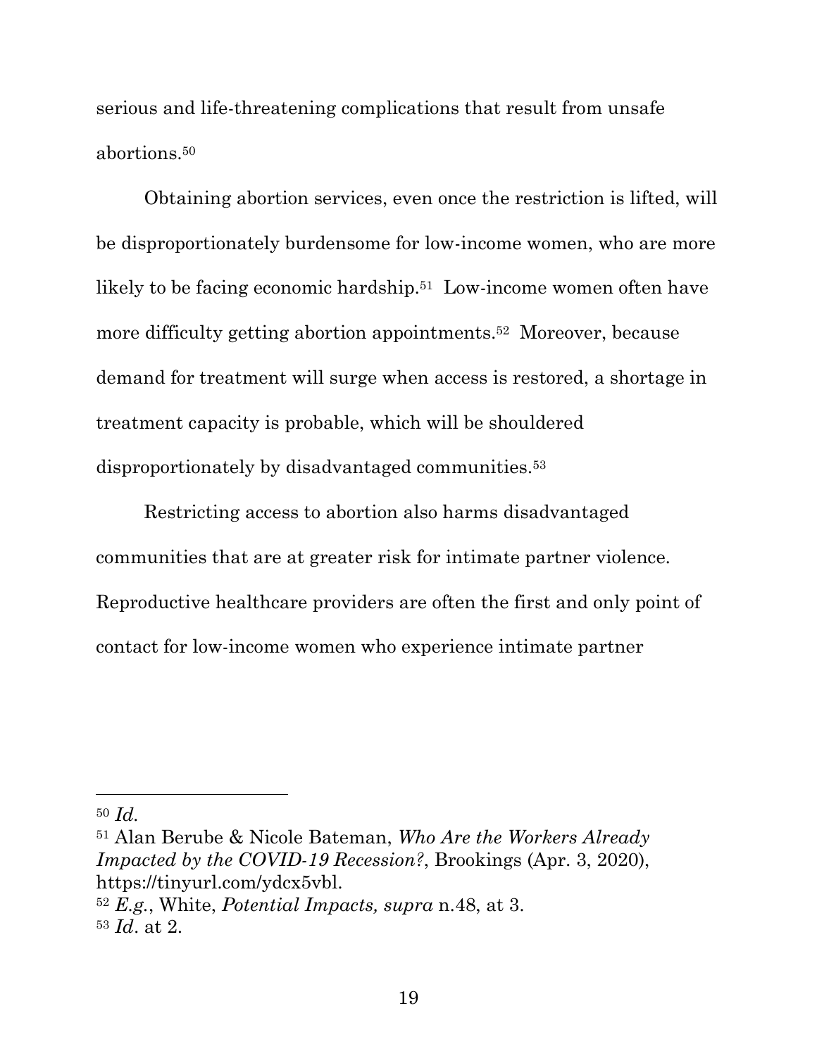serious and life-threatening complications that result from unsafe abortions.[50]

Obtaining abortion services, even once the restriction is lifted, will be disproportionately burdensome for low-income women, who are more likely to be facing economic hardship.[51] Low-income women often have more difficulty getting abortion appointments.[52] Moreover, because demand for treatment will surge when access is restored, a shortage in treatment capacity is probable, which will be shouldered disproportionately by disadvantaged communities.[53]

Restricting access to abortion also harms disadvantaged communities that are at greater risk for intimate partner violence. Reproductive healthcare providers are often the first and only point of contact for low-income women who experience intimate partner

---

[50] *Id.*

[51] Alan Berube & Nicole Bateman, *Who Are the Workers Already Impacted by the COVID-19 Recession?*, Brookings (Apr. 3, 2020), https://tinyurl.com/ydcx5vbl.

[52] *E.g.*, White, *Potential Impacts, supra* n.48, at 3.

[53] *Id*. at 2.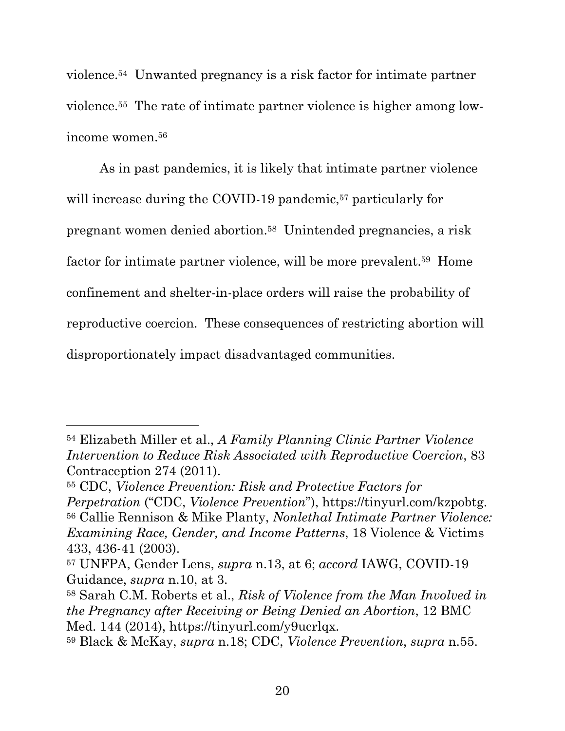violence.[54] Unwanted pregnancy is a risk factor for intimate partner violence.[55] The rate of intimate partner violence is higher among low-income women.[56]

As in past pandemics, it is likely that intimate partner violence will increase during the COVID-19 pandemic,[57] particularly for pregnant women denied abortion.[58] Unintended pregnancies, a risk factor for intimate partner violence, will be more prevalent.[59] Home confinement and shelter-in-place orders will raise the probability of reproductive coercion. These consequences of restricting abortion will disproportionately impact disadvantaged communities.

---

[54] Elizabeth Miller et al., *A Family Planning Clinic Partner Violence Intervention to Reduce Risk Associated with Reproductive Coercion*, 83 Contraception 274 (2011).

[55] CDC, *Violence Prevention: Risk and Protective Factors for Perpetration* ("CDC, *Violence Prevention*"), https://tinyurl.com/kzpobtg.

[56] Callie Rennison & Mike Planty, *Nonlethal Intimate Partner Violence: Examining Race, Gender, and Income Patterns*, 18 Violence & Victims 433, 436-41 (2003).

[57] UNFPA, Gender Lens, *supra* n.13, at 6; *accord* IAWG, COVID-19 Guidance, *supra* n.10, at 3.

[58] Sarah C.M. Roberts et al., *Risk of Violence from the Man Involved in the Pregnancy after Receiving or Being Denied an Abortion*, 12 BMC Med. 144 (2014), https://tinyurl.com/y9ucrlqx.

[59] Black & McKay, *supra* n.18; CDC, *Violence Prevention*, *supra* n.55.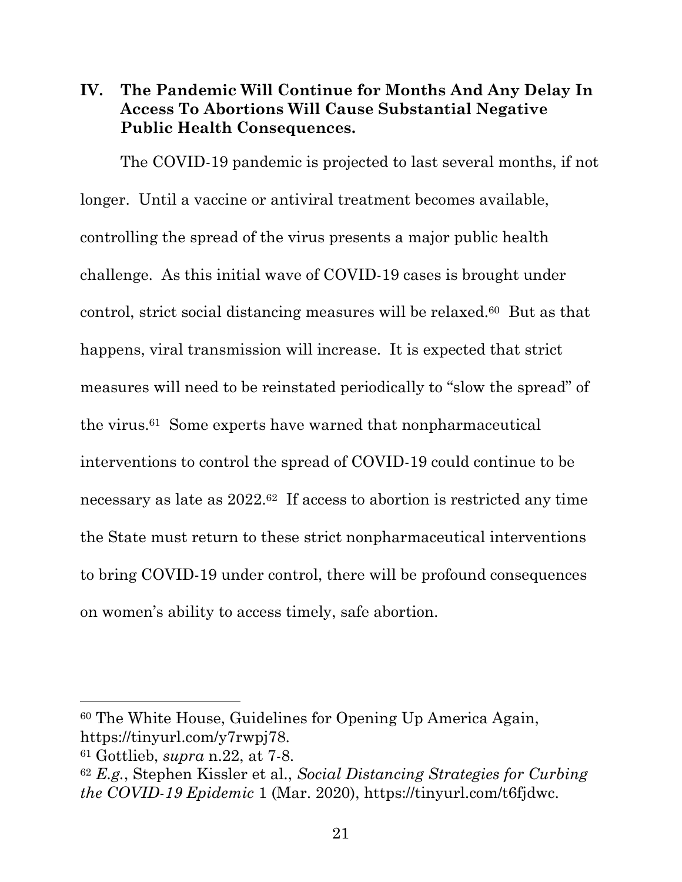## IV. The Pandemic Will Continue for Months And Any Delay In Access To Abortions Will Cause Substantial Negative Public Health Consequences.

The COVID-19 pandemic is projected to last several months, if not longer. Until a vaccine or antiviral treatment becomes available, controlling the spread of the virus presents a major public health challenge. As this initial wave of COVID-19 cases is brought under control, strict social distancing measures will be relaxed.[60] But as that happens, viral transmission will increase. It is expected that strict measures will need to be reinstated periodically to "slow the spread" of the virus.[61] Some experts have warned that nonpharmaceutical interventions to control the spread of COVID-19 could continue to be necessary as late as 2022.[62] If access to abortion is restricted any time the State must return to these strict nonpharmaceutical interventions to bring COVID-19 under control, there will be profound consequences on women's ability to access timely, safe abortion.

---

[60] The White House, Guidelines for Opening Up America Again, https://tinyurl.com/y7rwpj78.

[61] Gottlieb, *supra* n.22, at 7-8.

[62] *E.g.*, Stephen Kissler et al., *Social Distancing Strategies for Curbing the COVID-19 Epidemic* 1 (Mar. 2020), https://tinyurl.com/t6fjdwc.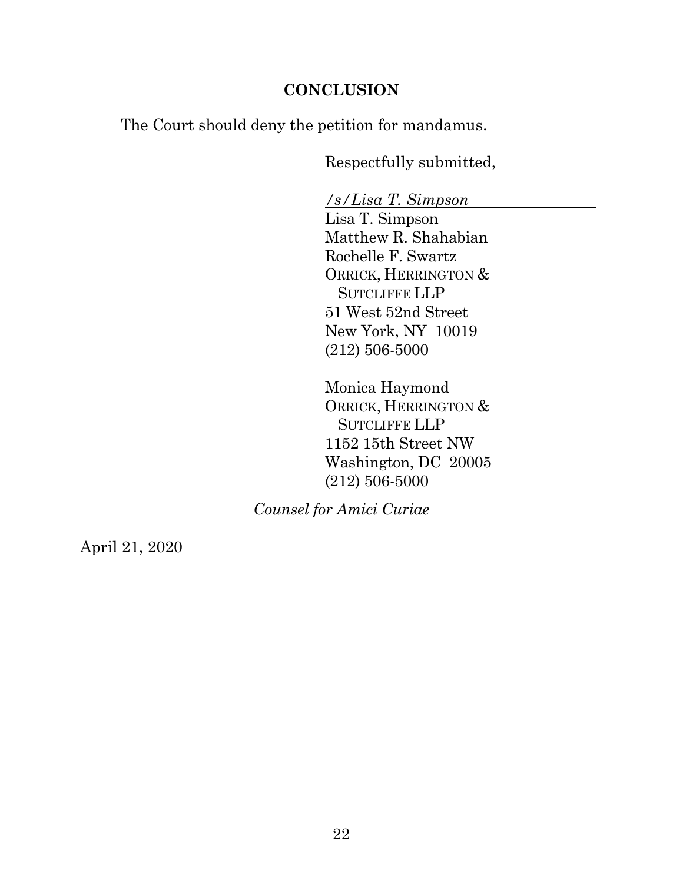## CONCLUSION

The Court should deny the petition for mandamus.

Respectfully submitted,

*/s/Lisa T. Simpson*

Lisa T. Simpson
Matthew R. Shahabian
Rochelle F. Swartz
ORRICK, HERRINGTON & SUTCLIFFE LLP
51 West 52nd Street
New York, NY 10019
(212) 506-5000

Monica Haymond
ORRICK, HERRINGTON & SUTCLIFFE LLP
1152 15th Street NW
Washington, DC 20005
(212) 506-5000

*Counsel for Amici Curiae*

April 21, 2020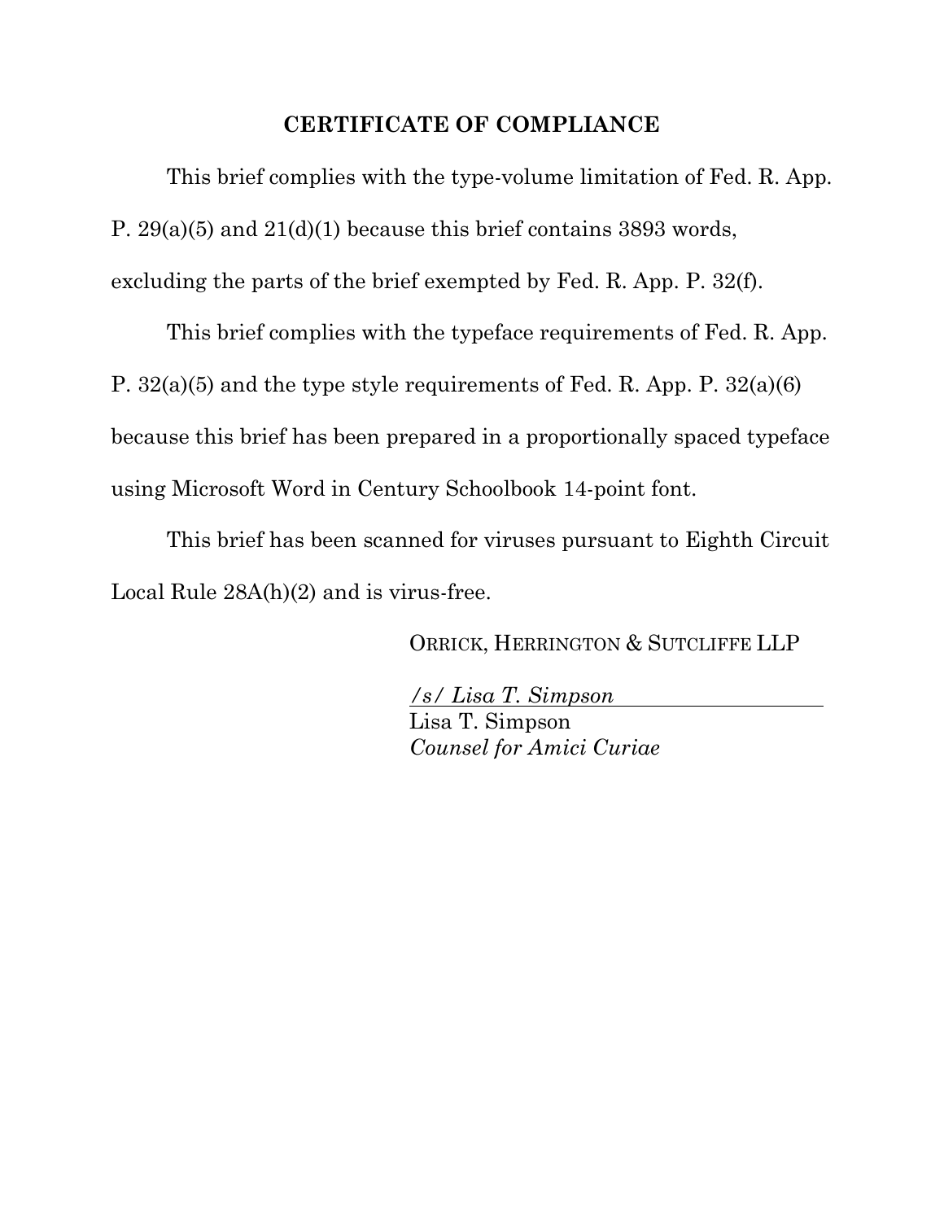## CERTIFICATE OF COMPLIANCE

This brief complies with the type-volume limitation of Fed. R. App. P. 29(a)(5) and 21(d)(1) because this brief contains 3893 words, excluding the parts of the brief exempted by Fed. R. App. P. 32(f).

This brief complies with the typeface requirements of Fed. R. App. P. 32(a)(5) and the type style requirements of Fed. R. App. P. 32(a)(6) because this brief has been prepared in a proportionally spaced typeface using Microsoft Word in Century Schoolbook 14-point font.

This brief has been scanned for viruses pursuant to Eighth Circuit Local Rule 28A(h)(2) and is virus-free.

ORRICK, HERRINGTON & SUTCLIFFE LLP

*/s/ Lisa T. Simpson*
Lisa T. Simpson
*Counsel for Amici Curiae*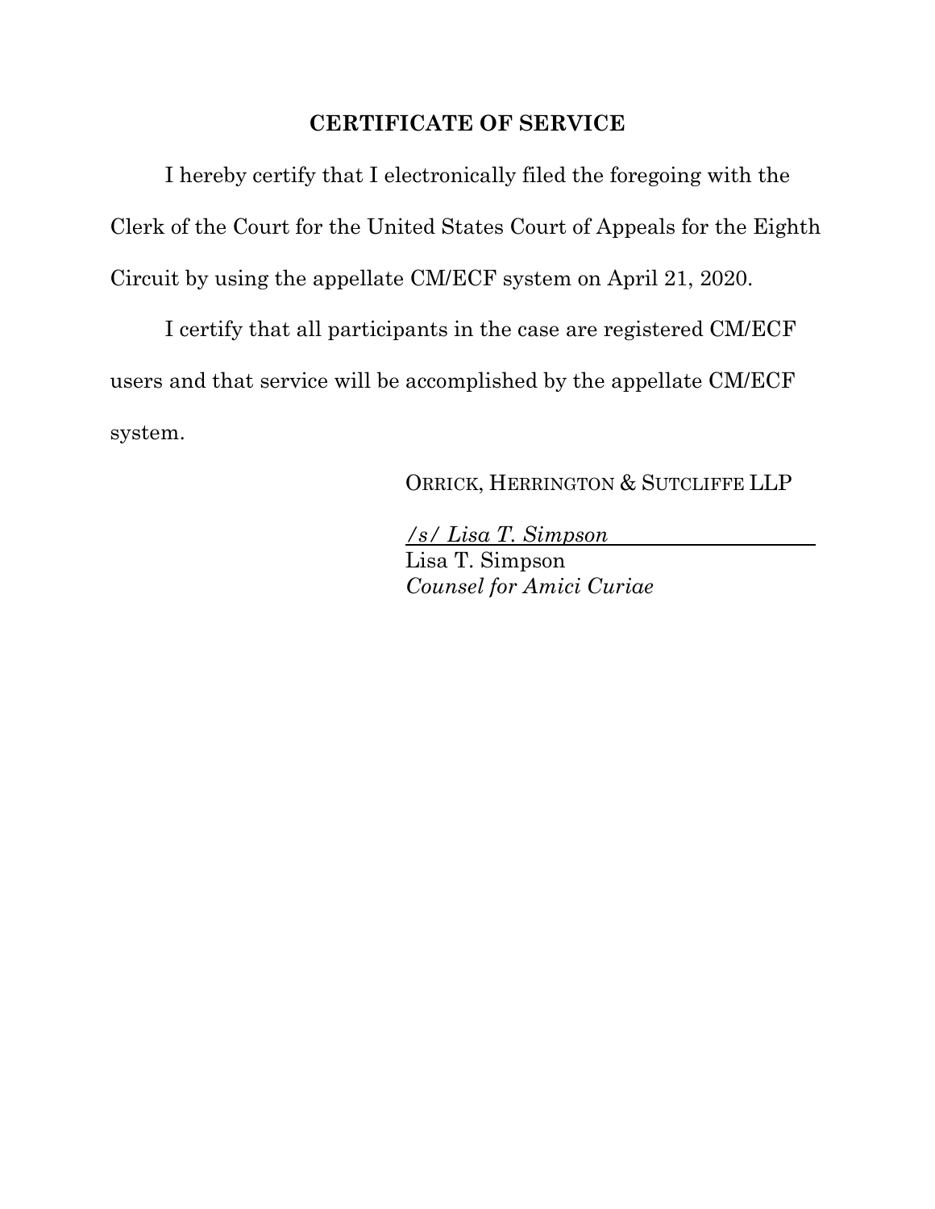## CERTIFICATE OF SERVICE

I hereby certify that I electronically filed the foregoing with the Clerk of the Court for the United States Court of Appeals for the Eighth Circuit by using the appellate CM/ECF system on April 21, 2020.

I certify that all participants in the case are registered CM/ECF users and that service will be accomplished by the appellate CM/ECF system.

ORRICK, HERRINGTON & SUTCLIFFE LLP

*/s/ Lisa T. Simpson*
Lisa T. Simpson
*Counsel for Amici Curiae*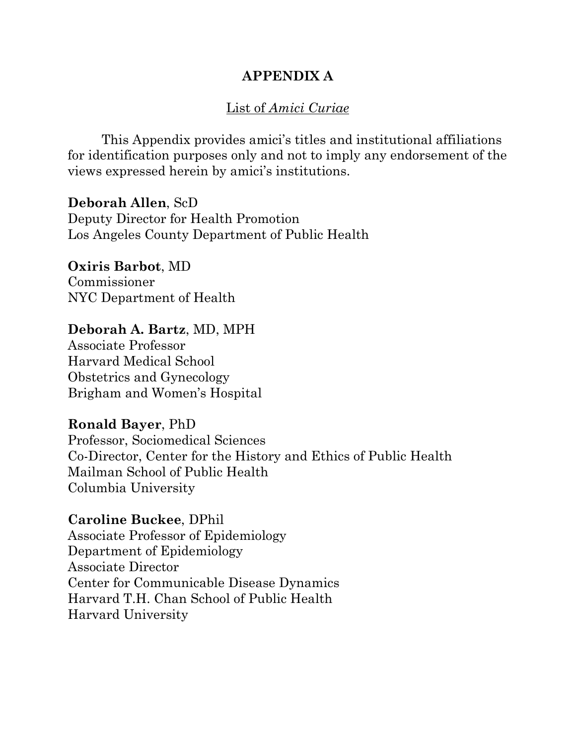# APPENDIX A

List of *Amici Curiae*

This Appendix provides amici's titles and institutional affiliations for identification purposes only and not to imply any endorsement of the views expressed herein by amici's institutions.

**Deborah Allen**, ScD
Deputy Director for Health Promotion
Los Angeles County Department of Public Health

**Oxiris Barbot**, MD
Commissioner
NYC Department of Health

**Deborah A. Bartz**, MD, MPH
Associate Professor
Harvard Medical School
Obstetrics and Gynecology
Brigham and Women's Hospital

**Ronald Bayer**, PhD
Professor, Sociomedical Sciences
Co-Director, Center for the History and Ethics of Public Health
Mailman School of Public Health
Columbia University

**Caroline Buckee**, DPhil
Associate Professor of Epidemiology
Department of Epidemiology
Associate Director
Center for Communicable Disease Dynamics
Harvard T.H. Chan School of Public Health
Harvard University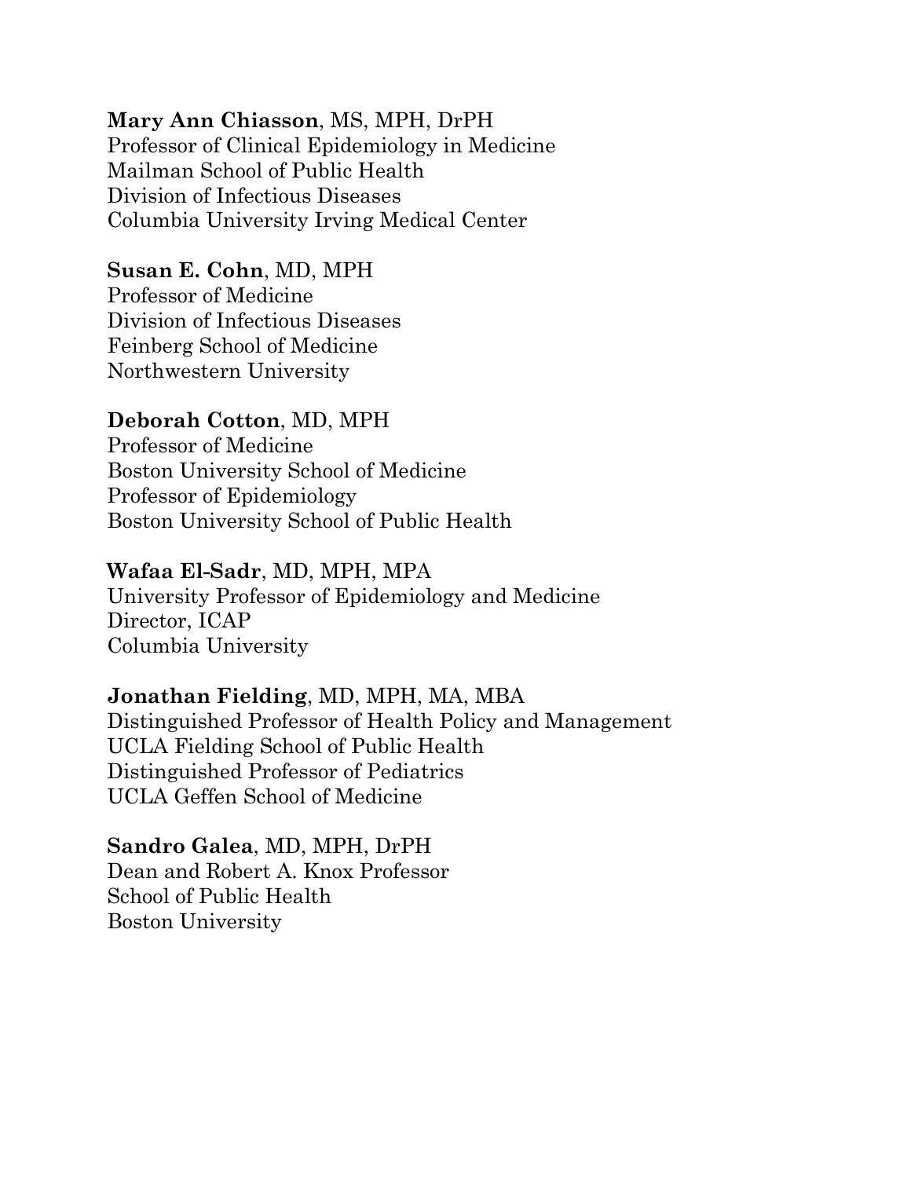**Mary Ann Chiasson**, MS, MPH, DrPH
Professor of Clinical Epidemiology in Medicine
Mailman School of Public Health
Division of Infectious Diseases
Columbia University Irving Medical Center

**Susan E. Cohn**, MD, MPH
Professor of Medicine
Division of Infectious Diseases
Feinberg School of Medicine
Northwestern University

**Deborah Cotton**, MD, MPH
Professor of Medicine
Boston University School of Medicine
Professor of Epidemiology
Boston University School of Public Health

**Wafaa El-Sadr**, MD, MPH, MPA
University Professor of Epidemiology and Medicine
Director, ICAP
Columbia University

**Jonathan Fielding**, MD, MPH, MA, MBA
Distinguished Professor of Health Policy and Management
UCLA Fielding School of Public Health
Distinguished Professor of Pediatrics
UCLA Geffen School of Medicine

**Sandro Galea**, MD, MPH, DrPH
Dean and Robert A. Knox Professor
School of Public Health
Boston University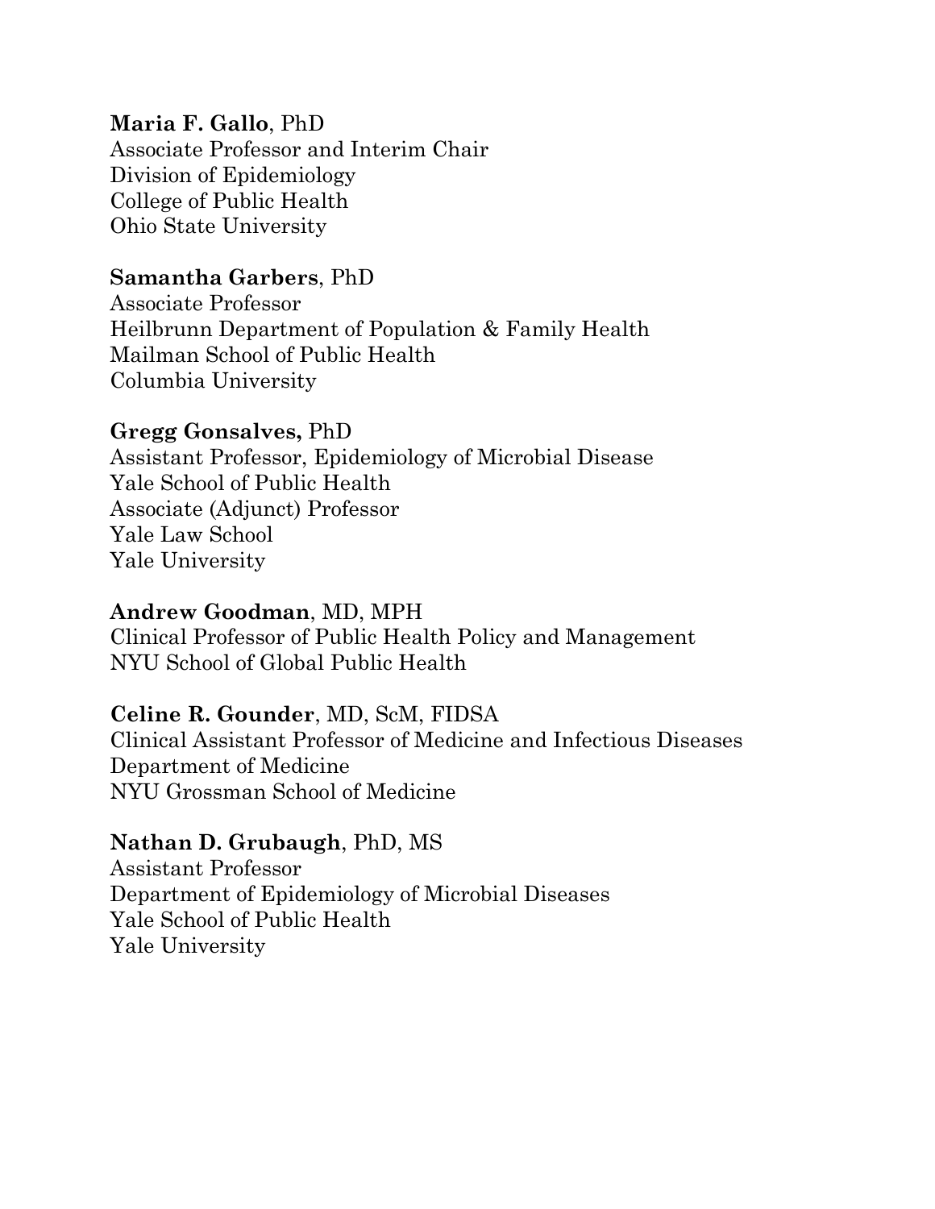**Maria F. Gallo**, PhD
Associate Professor and Interim Chair
Division of Epidemiology
College of Public Health
Ohio State University

**Samantha Garbers**, PhD
Associate Professor
Heilbrunn Department of Population & Family Health
Mailman School of Public Health
Columbia University

**Gregg Gonsalves,** PhD
Assistant Professor, Epidemiology of Microbial Disease
Yale School of Public Health
Associate (Adjunct) Professor
Yale Law School
Yale University

**Andrew Goodman**, MD, MPH
Clinical Professor of Public Health Policy and Management
NYU School of Global Public Health

**Celine R. Gounder**, MD, ScM, FIDSA
Clinical Assistant Professor of Medicine and Infectious Diseases
Department of Medicine
NYU Grossman School of Medicine

**Nathan D. Grubaugh**, PhD, MS
Assistant Professor
Department of Epidemiology of Microbial Diseases
Yale School of Public Health
Yale University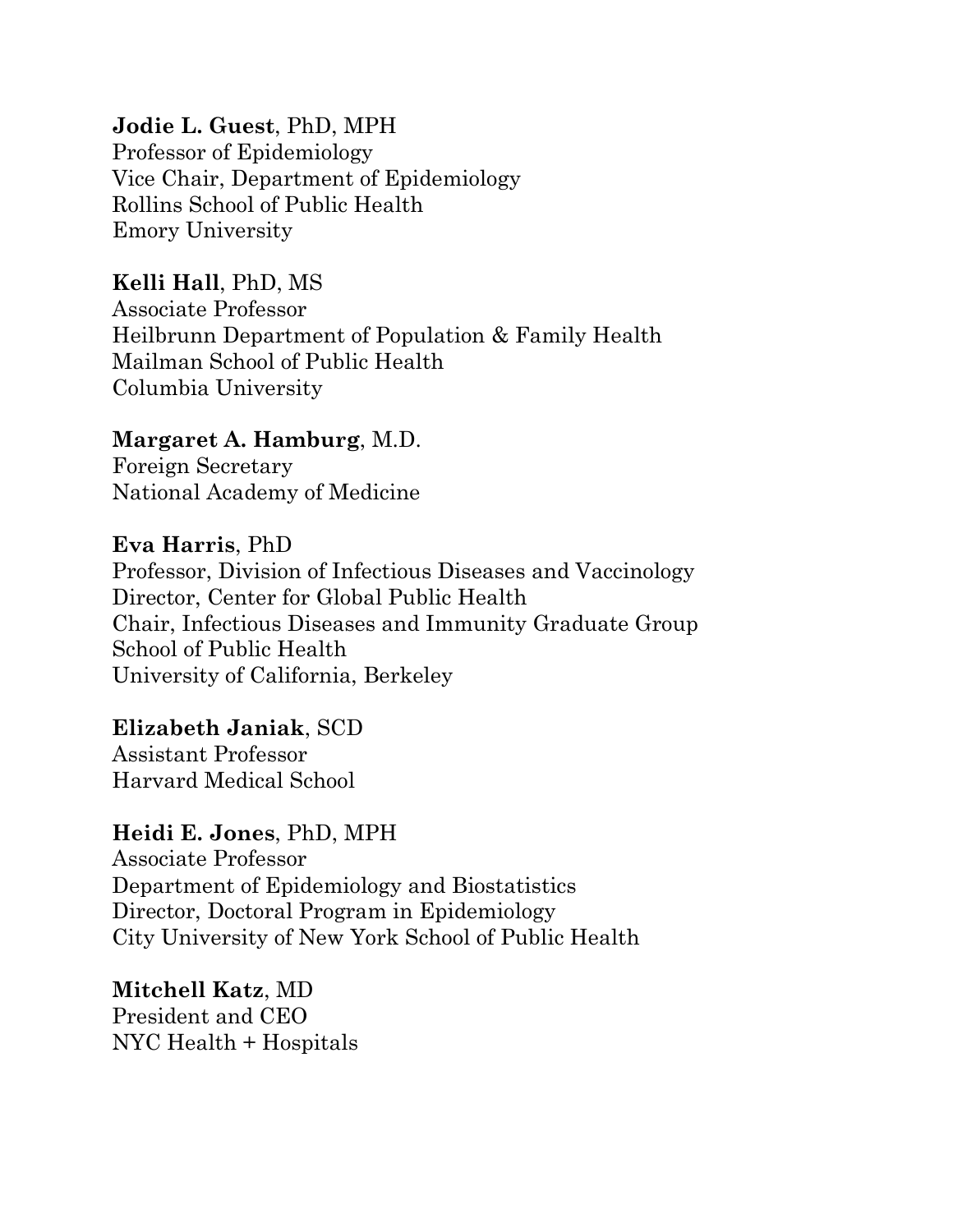**Jodie L. Guest**, PhD, MPH
Professor of Epidemiology
Vice Chair, Department of Epidemiology
Rollins School of Public Health
Emory University

**Kelli Hall**, PhD, MS
Associate Professor
Heilbrunn Department of Population & Family Health
Mailman School of Public Health
Columbia University

**Margaret A. Hamburg**, M.D.
Foreign Secretary
National Academy of Medicine

**Eva Harris**, PhD
Professor, Division of Infectious Diseases and Vaccinology
Director, Center for Global Public Health
Chair, Infectious Diseases and Immunity Graduate Group
School of Public Health
University of California, Berkeley

**Elizabeth Janiak**, SCD
Assistant Professor
Harvard Medical School

**Heidi E. Jones**, PhD, MPH
Associate Professor
Department of Epidemiology and Biostatistics
Director, Doctoral Program in Epidemiology
City University of New York School of Public Health

**Mitchell Katz**, MD
President and CEO
NYC Health + Hospitals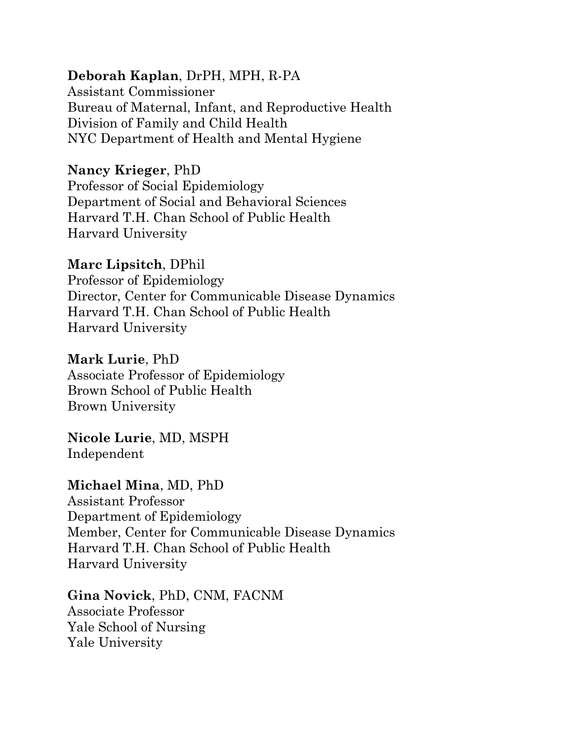**Deborah Kaplan**, DrPH, MPH, R-PA
Assistant Commissioner
Bureau of Maternal, Infant, and Reproductive Health
Division of Family and Child Health
NYC Department of Health and Mental Hygiene

**Nancy Krieger**, PhD
Professor of Social Epidemiology
Department of Social and Behavioral Sciences
Harvard T.H. Chan School of Public Health
Harvard University

**Marc Lipsitch**, DPhil
Professor of Epidemiology
Director, Center for Communicable Disease Dynamics
Harvard T.H. Chan School of Public Health
Harvard University

**Mark Lurie**, PhD
Associate Professor of Epidemiology
Brown School of Public Health
Brown University

**Nicole Lurie**, MD, MSPH
Independent

**Michael Mina**, MD, PhD
Assistant Professor
Department of Epidemiology
Member, Center for Communicable Disease Dynamics
Harvard T.H. Chan School of Public Health
Harvard University

**Gina Novick**, PhD, CNM, FACNM
Associate Professor
Yale School of Nursing
Yale University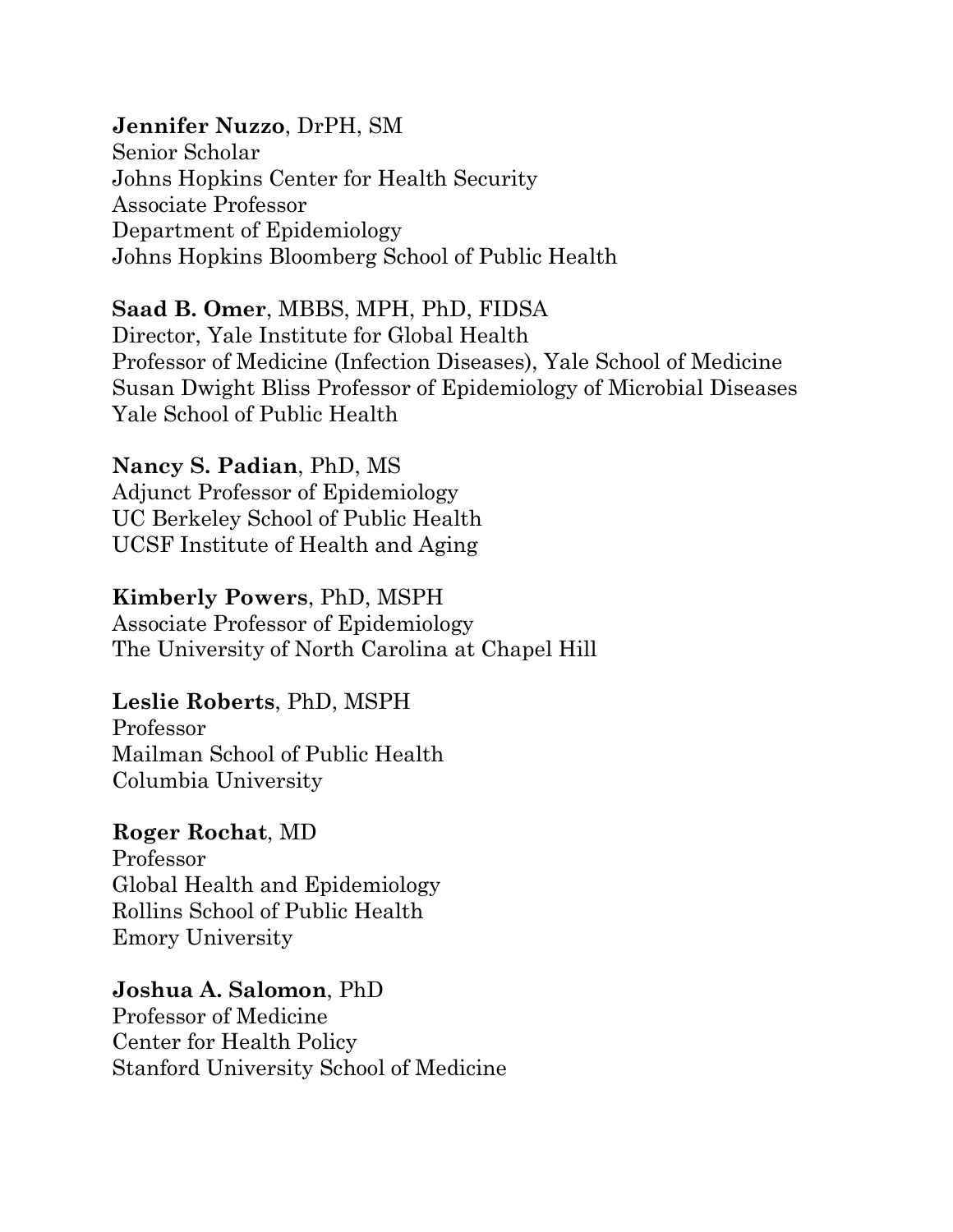**Jennifer Nuzzo**, DrPH, SM
Senior Scholar
Johns Hopkins Center for Health Security
Associate Professor
Department of Epidemiology
Johns Hopkins Bloomberg School of Public Health

**Saad B. Omer**, MBBS, MPH, PhD, FIDSA
Director, Yale Institute for Global Health
Professor of Medicine (Infection Diseases), Yale School of Medicine
Susan Dwight Bliss Professor of Epidemiology of Microbial Diseases
Yale School of Public Health

**Nancy S. Padian**, PhD, MS
Adjunct Professor of Epidemiology
UC Berkeley School of Public Health
UCSF Institute of Health and Aging

**Kimberly Powers**, PhD, MSPH
Associate Professor of Epidemiology
The University of North Carolina at Chapel Hill

**Leslie Roberts**, PhD, MSPH
Professor
Mailman School of Public Health
Columbia University

**Roger Rochat**, MD
Professor
Global Health and Epidemiology
Rollins School of Public Health
Emory University

**Joshua A. Salomon**, PhD
Professor of Medicine
Center for Health Policy
Stanford University School of Medicine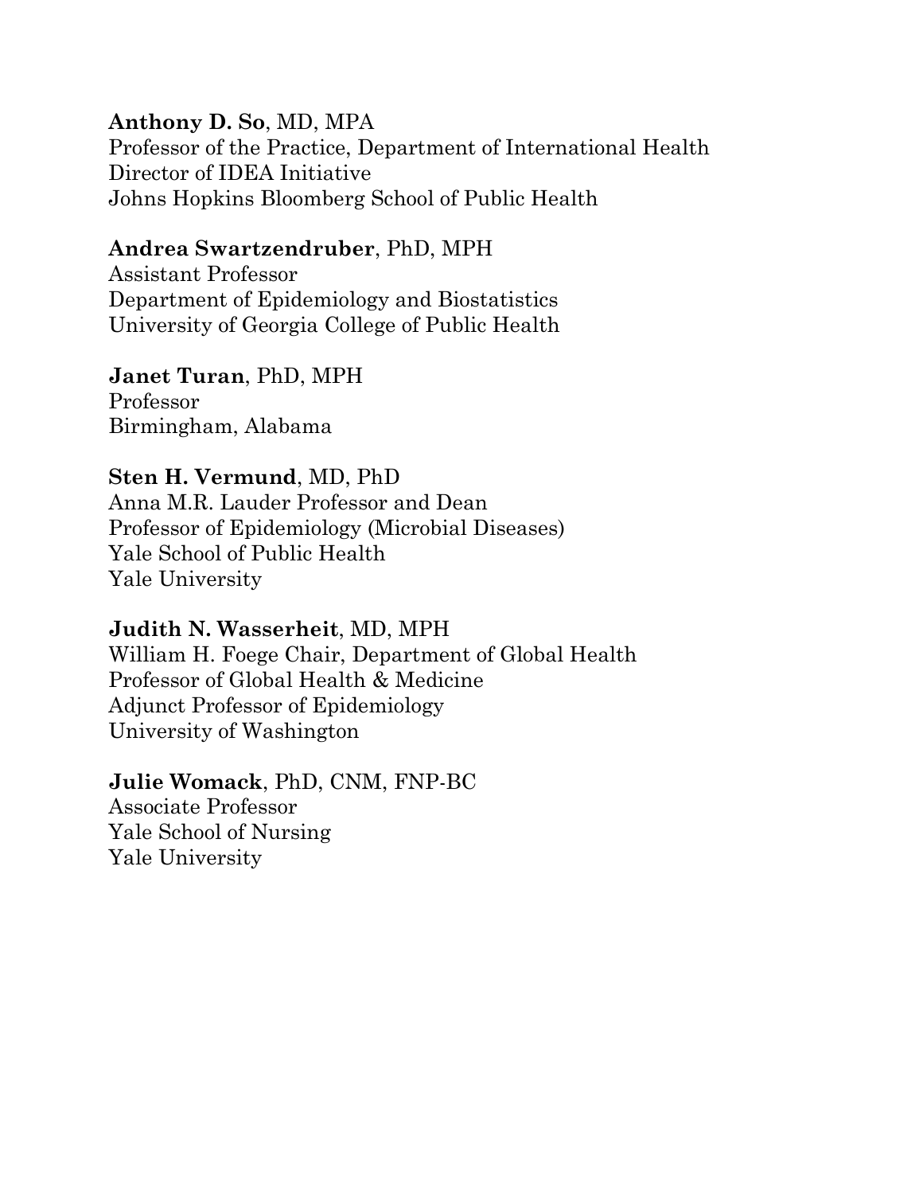**Anthony D. So**, MD, MPA
Professor of the Practice, Department of International Health
Director of IDEA Initiative
Johns Hopkins Bloomberg School of Public Health

**Andrea Swartzendruber**, PhD, MPH
Assistant Professor
Department of Epidemiology and Biostatistics
University of Georgia College of Public Health

**Janet Turan**, PhD, MPH
Professor
Birmingham, Alabama

**Sten H. Vermund**, MD, PhD
Anna M.R. Lauder Professor and Dean
Professor of Epidemiology (Microbial Diseases)
Yale School of Public Health
Yale University

**Judith N. Wasserheit**, MD, MPH
William H. Foege Chair, Department of Global Health
Professor of Global Health & Medicine
Adjunct Professor of Epidemiology
University of Washington

**Julie Womack**, PhD, CNM, FNP-BC
Associate Professor
Yale School of Nursing
Yale University